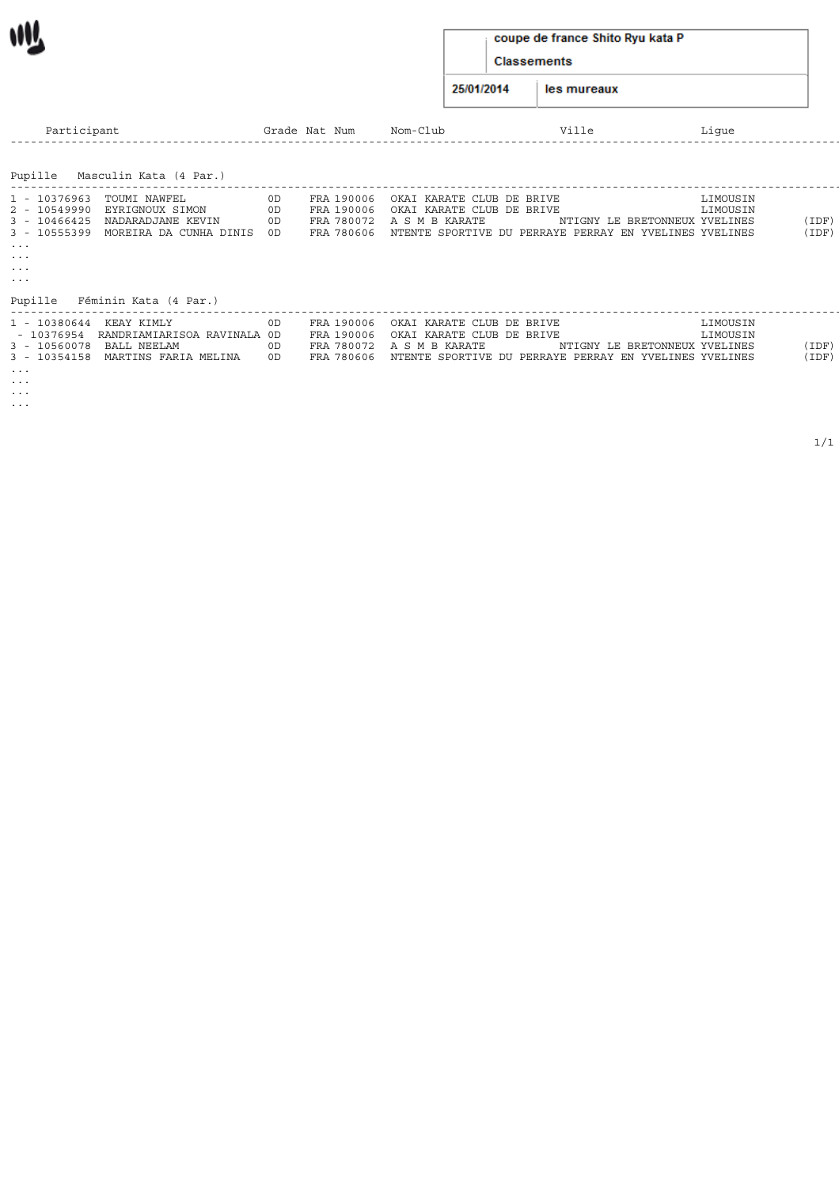**coupe de france Shito Ryu kata P**

**Classements**

**25/01/2014** | **les mureaux**

| Participant | Grade | Nat | Num | Nom-Club | Ville | Ligue | |
|---|---|---|---|---|---|---|---|

## Pupille Masculin Kata (4 Par.)

| Rang | Num | Participant | Grade | Nat | Num | Nom-Club | Ville | Ligue | |
|---|---|---|---|---|---|---|---|---|---|
| 1 - | 10376963 | TOUMI NAWFEL | 0D | FRA | 190006 | OKAI KARATE CLUB DE BRIVE | | LIMOUSIN | |
| 2 - | 10549990 | EYRIGNOUX SIMON | 0D | FRA | 190006 | OKAI KARATE CLUB DE BRIVE | | LIMOUSIN | |
| 3 - | 10466425 | NADARADJANE KEVIN | 0D | FRA | 780072 | A S M B KARATE | NTIGNY LE BRETONNEUX | YVELINES | (IDF) |
| 3 - | 10555399 | MOREIRA DA CUNHA DINIS | 0D | FRA | 780606 | NTENTE SPORTIVE DU PERRAYE | PERRAY EN YVELINES | YVELINES | (IDF) |

...
...
...
...

## Pupille Féminin Kata (4 Par.)

| Rang | Num | Participant | Grade | Nat | Num | Nom-Club | Ville | Ligue | |
|---|---|---|---|---|---|---|---|---|---|
| 1 - | 10380644 | KEAY KIMLY | 0D | FRA | 190006 | OKAI KARATE CLUB DE BRIVE | | LIMOUSIN | |
| - | 10376954 | RANDRIAMIARISOA RAVINALA | 0D | FRA | 190006 | OKAI KARATE CLUB DE BRIVE | | LIMOUSIN | |
| 3 - | 10560078 | BALL NEELAM | 0D | FRA | 780072 | A S M B KARATE | NTIGNY LE BRETONNEUX | YVELINES | (IDF) |
| 3 - | 10354158 | MARTINS FARIA MELINA | 0D | FRA | 780606 | NTENTE SPORTIVE DU PERRAYE | PERRAY EN YVELINES | YVELINES | (IDF) |

...
...
...
...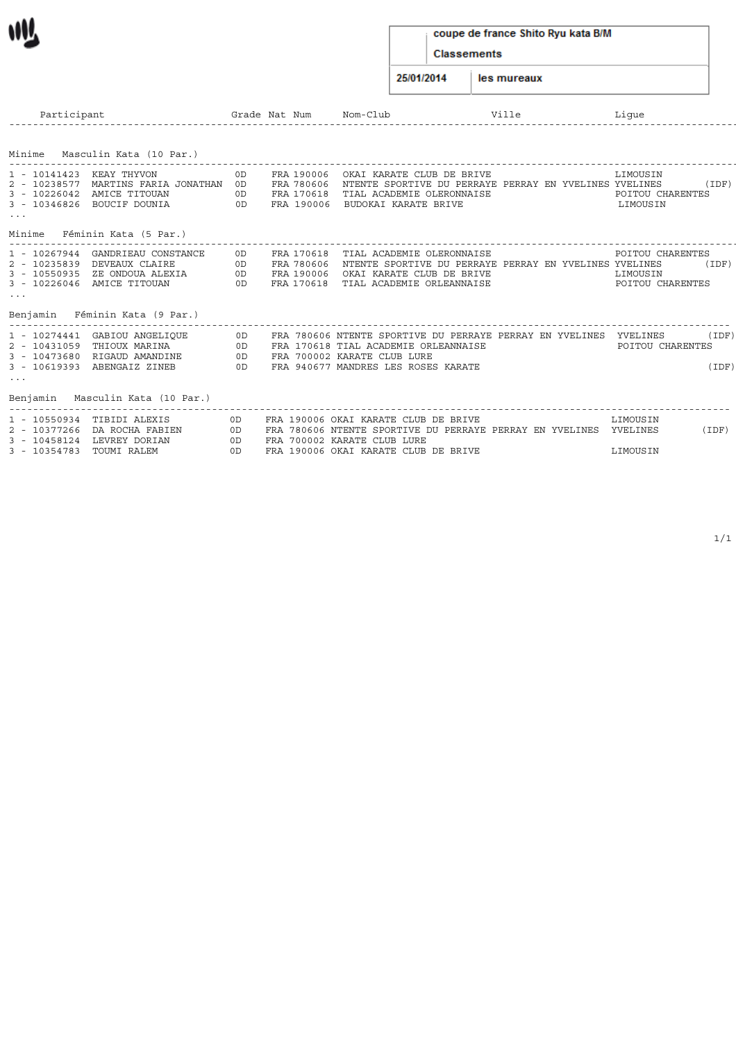**coupe de france Shito Ryu kata B/M**

**Classements**

**25/01/2014** **les mureaux**

## Minime Masculin Kata (10 Par.)

| Participant | Grade | Nat | Num | Nom-Club | Ville | Ligue |
|---|---|---|---|---|---|---|
| 1 - 10141423 KEAY THYVON | 0D | FRA | 190006 | OKAI KARATE CLUB DE BRIVE | | LIMOUSIN |
| 2 - 10238577 MARTINS FARIA JONATHAN | 0D | FRA | 780606 | NTENTE SPORTIVE DU PERRAYE | PERRAY EN YVELINES | YVELINES (IDF) |
| 3 - 10226042 AMICE TITOUAN | 0D | FRA | 170618 | TIAL ACADEMIE OLERONNAISE | | POITOU CHARENTES |
| 3 - 10346826 BOUCIF DOUNIA | 0D | FRA | 190006 | BUDOKAI KARATE BRIVE | | LIMOUSIN |
| ... | | | | | | |

## Minime Féminin Kata (5 Par.)

| Participant | Grade | Nat | Num | Nom-Club | Ville | Ligue |
|---|---|---|---|---|---|---|
| 1 - 10267944 GANDRIEAU CONSTANCE | 0D | FRA | 170618 | TIAL ACADEMIE OLERONNAISE | | POITOU CHARENTES |
| 2 - 10235839 DEVEAUX CLAIRE | 0D | FRA | 780606 | NTENTE SPORTIVE DU PERRAYE | PERRAY EN YVELINES | YVELINES (IDF) |
| 3 - 10550935 ZE ONDOUA ALEXIA | 0D | FRA | 190006 | OKAI KARATE CLUB DE BRIVE | | LIMOUSIN |
| 3 - 10226046 AMICE TITOUAN | 0D | FRA | 170618 | TIAL ACADEMIE ORLEANNAISE | | POITOU CHARENTES |
| ... | | | | | | |

## Benjamin Féminin Kata (9 Par.)

| Participant | Grade | Nat | Num | Nom-Club | Ville | Ligue |
|---|---|---|---|---|---|---|
| 1 - 10274441 GABIOU ANGELIQUE | 0D | FRA | 780606 | NTENTE SPORTIVE DU PERRAYE | PERRAY EN YVELINES | YVELINES (IDF) |
| 2 - 10431059 THIOUX MARINA | 0D | FRA | 170618 | TIAL ACADEMIE ORLEANNAISE | | POITOU CHARENTES |
| 3 - 10473680 RIGAUD AMANDINE | 0D | FRA | 700002 | KARATE CLUB LURE | | |
| 3 - 10619393 ABENGAIZ ZINEB | 0D | FRA | 940677 | MANDRES LES ROSES KARATE | | (IDF) |
| ... | | | | | | |

## Benjamin Masculin Kata (10 Par.)

| Participant | Grade | Nat | Num | Nom-Club | Ville | Ligue |
|---|---|---|---|---|---|---|
| 1 - 10550934 TIBIDI ALEXIS | 0D | FRA | 190006 | OKAI KARATE CLUB DE BRIVE | | LIMOUSIN |
| 2 - 10377266 DA ROCHA FABIEN | 0D | FRA | 780606 | NTENTE SPORTIVE DU PERRAYE | PERRAY EN YVELINES | YVELINES (IDF) |
| 3 - 10458124 LEVREY DORIAN | 0D | FRA | 700002 | KARATE CLUB LURE | | |
| 3 - 10354783 TOUMI RALEM | 0D | FRA | 190006 | OKAI KARATE CLUB DE BRIVE | | LIMOUSIN |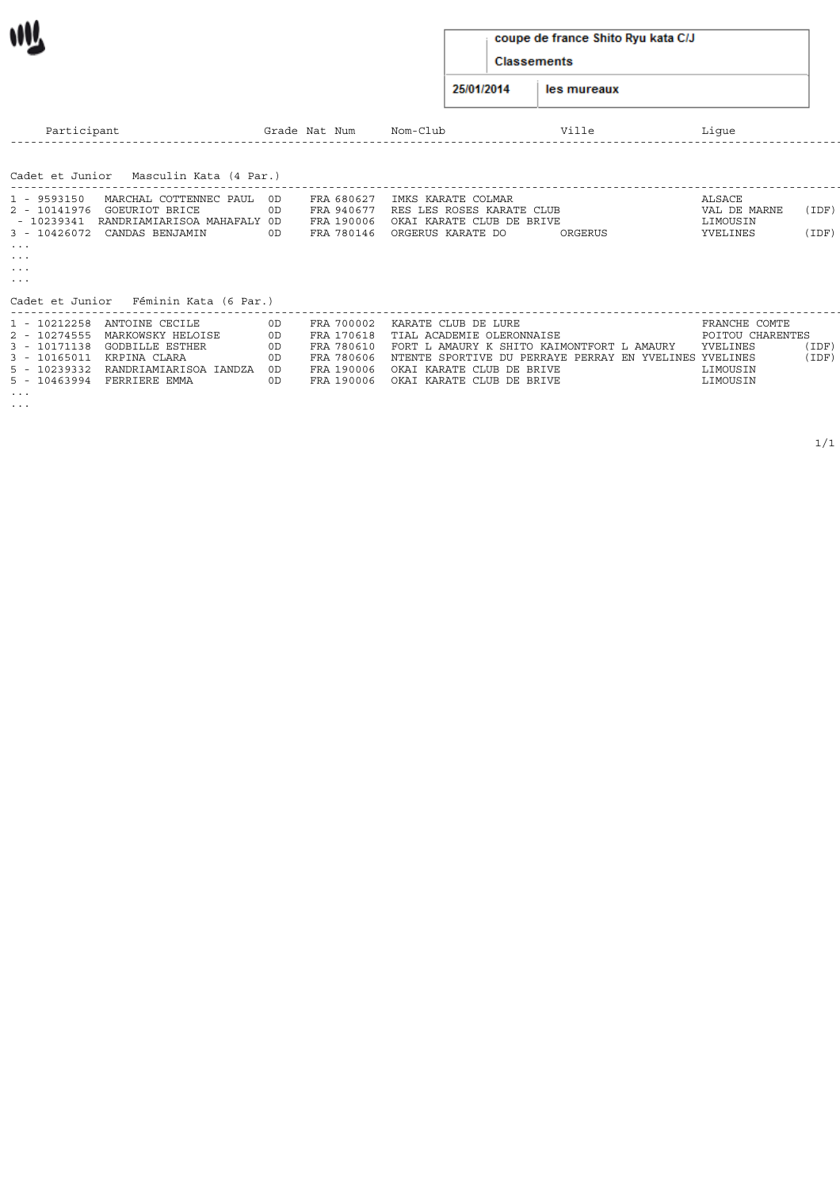coupe de france Shito Ryu kata C/J

Classements

25/01/2014 | les mureaux

| Participant | | Grade | Nat | Num | Nom-Club | Ville | Ligue | |
|---|---|---|---|---|---|---|---|---|

## Cadet et Junior   Masculin Kata (4 Par.)

| Participant | | Grade | Nat | Num | Nom-Club | Ville | Ligue | |
|---|---|---|---|---|---|---|---|---|
| 1 - 9593150 | MARCHAL COTTENNEC PAUL | 0D | FRA | 680627 | IMKS KARATE COLMAR | | ALSACE | |
| 2 - 10141976 | GOEURIOT BRICE | 0D | FRA | 940677 | RES LES ROSES KARATE CLUB | | VAL DE MARNE | (IDF) |
| - 10239341 | RANDRIAMIARISOA MAHAFALY | 0D | FRA | 190006 | OKAI KARATE CLUB DE BRIVE | | LIMOUSIN | |
| 3 - 10426072 | CANDAS BENJAMIN | 0D | FRA | 780146 | ORGERUS KARATE DO | ORGERUS | YVELINES | (IDF) |

...
...
...
...

## Cadet et Junior   Féminin Kata (6 Par.)

| Participant | | Grade | Nat | Num | Nom-Club | Ville | Ligue | |
|---|---|---|---|---|---|---|---|---|
| 1 - 10212258 | ANTOINE CECILE | 0D | FRA | 700002 | KARATE CLUB DE LURE | | FRANCHE COMTE | |
| 2 - 10274555 | MARKOWSKY HELOISE | 0D | FRA | 170618 | TIAL ACADEMIE OLERONNAISE | | POITOU CHARENTES | |
| 3 - 10171138 | GODBILLE ESTHER | 0D | FRA | 780610 | FORT L AMAURY K SHITO KAI | MONTFORT L AMAURY | YVELINES | (IDF) |
| 3 - 10165011 | KRPINA CLARA | 0D | FRA | 780606 | NTENTE SPORTIVE DU PERRAYE | PERRAY EN YVELINES | YVELINES | (IDF) |
| 5 - 10239332 | RANDRIAMIARISOA IANDZA | 0D | FRA | 190006 | OKAI KARATE CLUB DE BRIVE | | LIMOUSIN | |
| 5 - 10463994 | FERRIERE EMMA | 0D | FRA | 190006 | OKAI KARATE CLUB DE BRIVE | | LIMOUSIN | |

...
...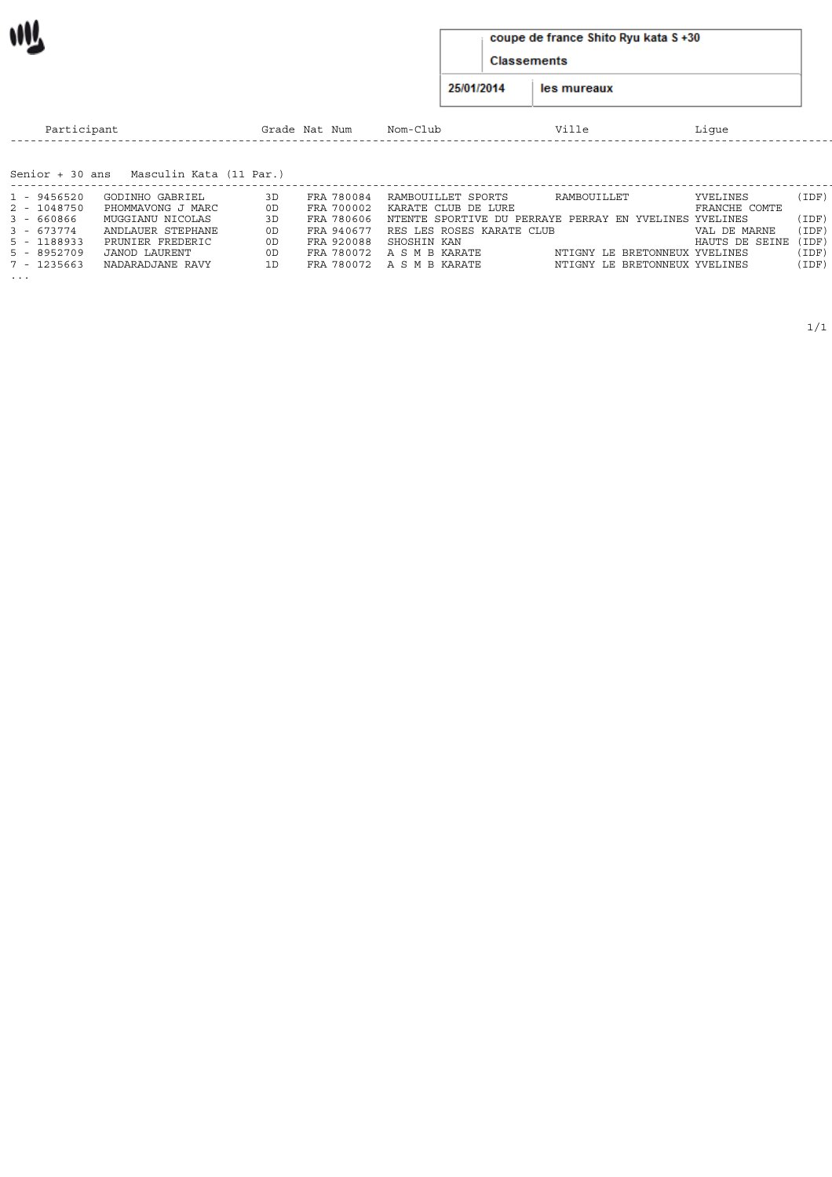**coupe de france Shito Ryu kata S +30**

**Classements**

**25/01/2014** | **les mureaux**

## Senior + 30 ans Masculin Kata (11 Par.)

| Participant | | Grade | Nat | Num | Nom-Club | Ville | Ligue | |
|---|---|---|---|---|---|---|---|---|
| 1 - 9456520 | GODINHO GABRIEL | 3D | FRA | 780084 | RAMBOUILLET SPORTS | RAMBOUILLET | YVELINES | (IDF) |
| 2 - 1048750 | PHOMMAVONG J MARC | 0D | FRA | 700002 | KARATE CLUB DE LURE | | FRANCHE COMTE | |
| 3 - 660866 | MUGGIANU NICOLAS | 3D | FRA | 780606 | NTENTE SPORTIVE DU PERRAYE | PERRAY EN YVELINES | YVELINES | (IDF) |
| 3 - 673774 | ANDLAUER STEPHANE | 0D | FRA | 940677 | RES LES ROSES KARATE CLUB | | VAL DE MARNE | (IDF) |
| 5 - 1188933 | PRUNIER FREDERIC | 0D | FRA | 920088 | SHOSHIN KAN | | HAUTS DE SEINE | (IDF) |
| 5 - 8952709 | JANOD LAURENT | 0D | FRA | 780072 | A S M B KARATE | NTIGNY LE BRETONNEUX | YVELINES | (IDF) |
| 7 - 1235663 | NADARADJANE RAVY | 1D | FRA | 780072 | A S M B KARATE | NTIGNY LE BRETONNEUX | YVELINES | (IDF) |

...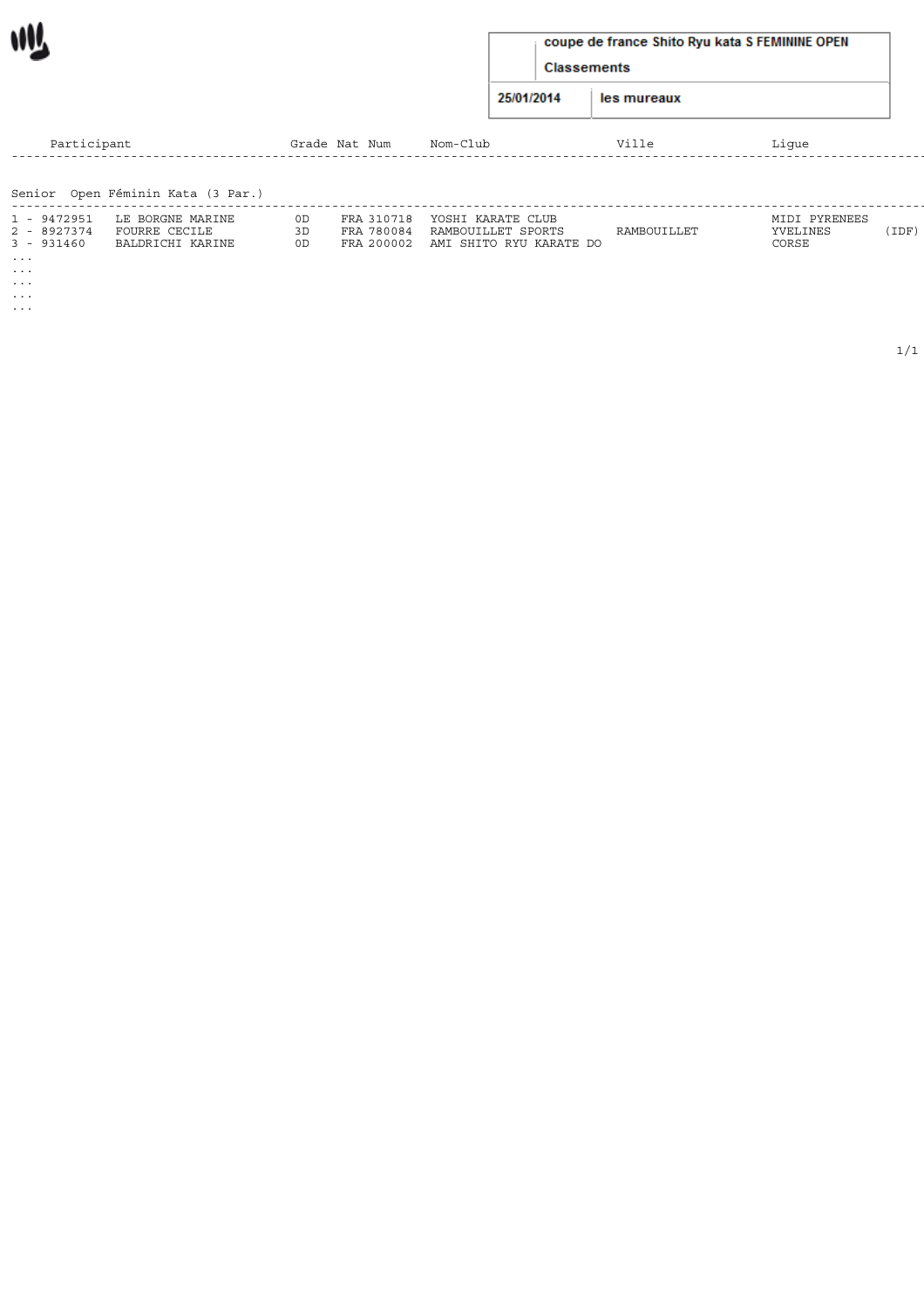**coupe de france Shito Ryu kata S FEMININE OPEN**

**Classements**

**25/01/2014** | **les mureaux**

**Senior Open Féminin Kata (3 Par.)**

| Participant | | Grade | Nat | Num | Nom-Club | Ville | Ligue | |
|---|---|---|---|---|---|---|---|---|
| 1 - 9472951 | LE BORGNE MARINE | 0D | FRA | 310718 | YOSHI KARATE CLUB | | MIDI PYRENEES | |
| 2 - 8927374 | FOURRE CECILE | 3D | FRA | 780084 | RAMBOUILLET SPORTS | RAMBOUILLET | YVELINES | (IDF) |
| 3 - 931460 | BALDRICHI KARINE | 0D | FRA | 200002 | AMI SHITO RYU KARATE DO | | CORSE | |

...
...
...
...
...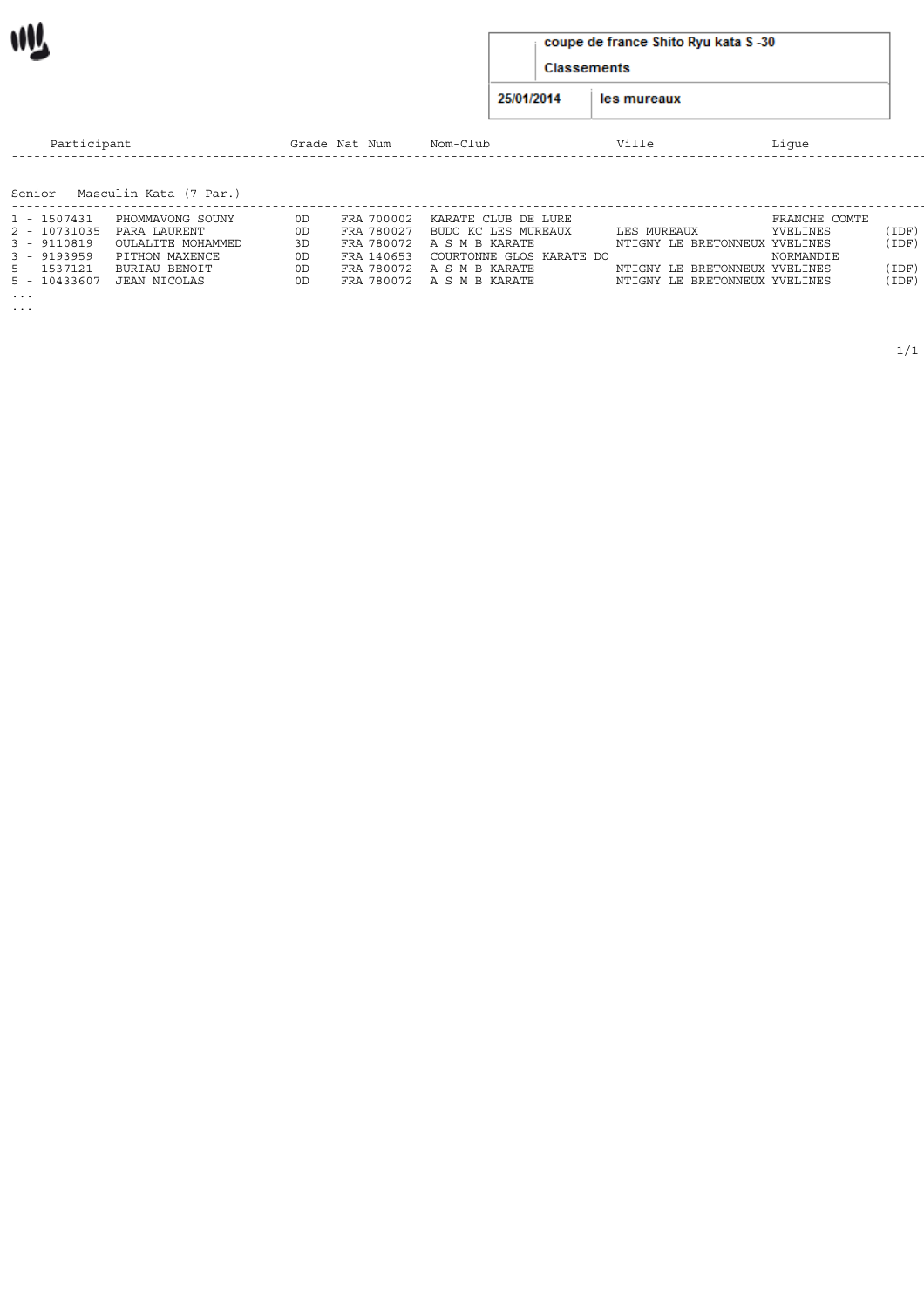**coupe de france Shito Ryu kata S -30**

**Classements**

**25/01/2014** | **les mureaux**

## Senior Masculin Kata (7 Par.)

| Participant | | Grade | Nat | Num | Nom-Club | Ville | Ligue | |
|---|---|---|---|---|---|---|---|---|
| 1 - 1507431 | PHOMMAVONG SOUNY | 0D | FRA | 700002 | KARATE CLUB DE LURE | | FRANCHE COMTE | |
| 2 - 10731035 | PARA LAURENT | 0D | FRA | 780027 | BUDO KC LES MUREAUX | LES MUREAUX | YVELINES | (IDF) |
| 3 - 9110819 | OULALITE MOHAMMED | 3D | FRA | 780072 | A S M B KARATE | NTIGNY LE BRETONNEUX | YVELINES | (IDF) |
| 3 - 9193959 | PITHON MAXENCE | 0D | FRA | 140653 | COURTONNE GLOS KARATE DO | | NORMANDIE | |
| 5 - 1537121 | BURIAU BENOIT | 0D | FRA | 780072 | A S M B KARATE | NTIGNY LE BRETONNEUX | YVELINES | (IDF) |
| 5 - 10433607 | JEAN NICOLAS | 0D | FRA | 780072 | A S M B KARATE | NTIGNY LE BRETONNEUX | YVELINES | (IDF) |

...
...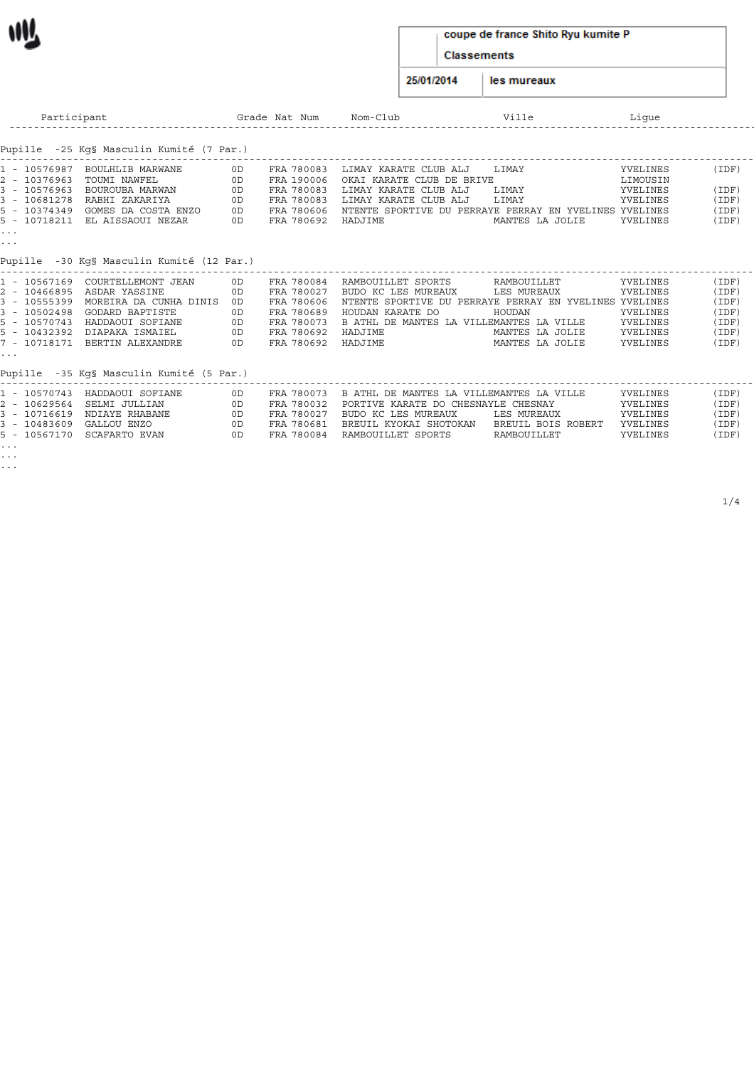**coupe de france Shito Ryu kumite P**

**Classements**

**25/01/2014** | **les mureaux**

| Participant | Grade | Nat | Num | Nom-Club | Ville | Ligue | |
|---|---|---|---|---|---|---|---|

## Pupille -25 Kg§ Masculin Kumité (7 Par.)

| Participant | Grade | Nat | Num | Nom-Club | Ville | Ligue | |
|---|---|---|---|---|---|---|---|
| 1 - 10576987 BOULHLIB MARWANE | 0D | FRA | 780083 | LIMAY KARATE CLUB ALJ | LIMAY | YVELINES | (IDF) |
| 2 - 10376963 TOUMI NAWFEL | 0D | FRA | 190006 | OKAI KARATE CLUB DE BRIVE | | LIMOUSIN | |
| 3 - 10576963 BOUROUBA MARWAN | 0D | FRA | 780083 | LIMAY KARATE CLUB ALJ | LIMAY | YVELINES | (IDF) |
| 3 - 10681278 RABHI ZAKARIYA | 0D | FRA | 780083 | LIMAY KARATE CLUB ALJ | LIMAY | YVELINES | (IDF) |
| 5 - 10374349 GOMES DA COSTA ENZO | 0D | FRA | 780606 | NTENTE SPORTIVE DU PERRAYE PERRAY EN YVELINES | | YVELINES | (IDF) |
| 5 - 10718211 EL AISSAOUI NEZAR | 0D | FRA | 780692 | HADJIME | MANTES LA JOLIE | YVELINES | (IDF) |

...
...

## Pupille -30 Kg§ Masculin Kumité (12 Par.)

| Participant | Grade | Nat | Num | Nom-Club | Ville | Ligue | |
|---|---|---|---|---|---|---|---|
| 1 - 10567169 COURTELLEMONT JEAN | 0D | FRA | 780084 | RAMBOUILLET SPORTS | RAMBOUILLET | YVELINES | (IDF) |
| 2 - 10466895 ASDAR YASSINE | 0D | FRA | 780027 | BUDO KC LES MUREAUX | LES MUREAUX | YVELINES | (IDF) |
| 3 - 10555399 MOREIRA DA CUNHA DINIS | 0D | FRA | 780606 | NTENTE SPORTIVE DU PERRAYE PERRAY EN YVELINES | | YVELINES | (IDF) |
| 3 - 10502498 GODARD BAPTISTE | 0D | FRA | 780689 | HOUDAN KARATE DO | HOUDAN | YVELINES | (IDF) |
| 5 - 10570743 HADDAOUI SOFIANE | 0D | FRA | 780073 | B ATHL DE MANTES LA VILLEMANTES LA VILLE | | YVELINES | (IDF) |
| 5 - 10432392 DIAPAKA ISMAIEL | 0D | FRA | 780692 | HADJIME | MANTES LA JOLIE | YVELINES | (IDF) |
| 7 - 10718171 BERTIN ALEXANDRE | 0D | FRA | 780692 | HADJIME | MANTES LA JOLIE | YVELINES | (IDF) |

...

## Pupille -35 Kg§ Masculin Kumité (5 Par.)

| Participant | Grade | Nat | Num | Nom-Club | Ville | Ligue | |
|---|---|---|---|---|---|---|---|
| 1 - 10570743 HADDAOUI SOFIANE | 0D | FRA | 780073 | B ATHL DE MANTES LA VILLEMANTES LA VILLE | | YVELINES | (IDF) |
| 2 - 10629564 SELMI JULLIAN | 0D | FRA | 780032 | PORTIVE KARATE DO CHESNAYLE CHESNAY | | YVELINES | (IDF) |
| 3 - 10716619 NDIAYE RHABANE | 0D | FRA | 780027 | BUDO KC LES MUREAUX | LES MUREAUX | YVELINES | (IDF) |
| 3 - 10483609 GALLOU ENZO | 0D | FRA | 780681 | BREUIL KYOKAI SHOTOKAN | BREUIL BOIS ROBERT | YVELINES | (IDF) |
| 5 - 10567170 SCAFARTO EVAN | 0D | FRA | 780084 | RAMBOUILLET SPORTS | RAMBOUILLET | YVELINES | (IDF) |

...
...
...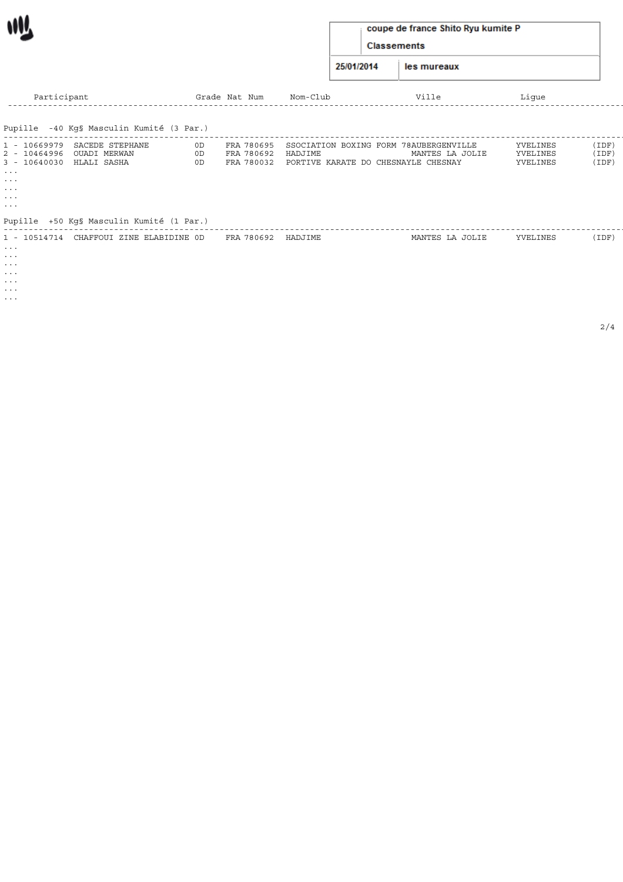coupe de france Shito Ryu kumite P

Classements

25/01/2014 | les mureaux

| Participant | | Grade | Nat | Num | Nom-Club | Ville | Ligue | |
|---|---|---|---|---|---|---|---|---|
| **Pupille -40 Kg§ Masculin Kumité (3 Par.)** | | | | | | | | |
| 1 - 10669979 | SACEDE STEPHANE | 0D | FRA | 780695 | SSOCIATION BOXING FORM 78 | AUBERGENVILLE | YVELINES | (IDF) |
| 2 - 10464996 | OUADI MERWAN | 0D | FRA | 780692 | HADJIME | MANTES LA JOLIE | YVELINES | (IDF) |
| 3 - 10640030 | HLALI SASHA | 0D | FRA | 780032 | PORTIVE KARATE DO CHESNAY | LE CHESNAY | YVELINES | (IDF) |
| ... | | | | | | | | |
| ... | | | | | | | | |
| ... | | | | | | | | |
| ... | | | | | | | | |
| ... | | | | | | | | |
| **Pupille +50 Kg§ Masculin Kumité (1 Par.)** | | | | | | | | |
| 1 - 10514714 | CHAFFOUI ZINE ELABIDINE | 0D | FRA | 780692 | HADJIME | MANTES LA JOLIE | YVELINES | (IDF) |
| ... | | | | | | | | |
| ... | | | | | | | | |
| ... | | | | | | | | |
| ... | | | | | | | | |
| ... | | | | | | | | |
| ... | | | | | | | | |
| ... | | | | | | | | |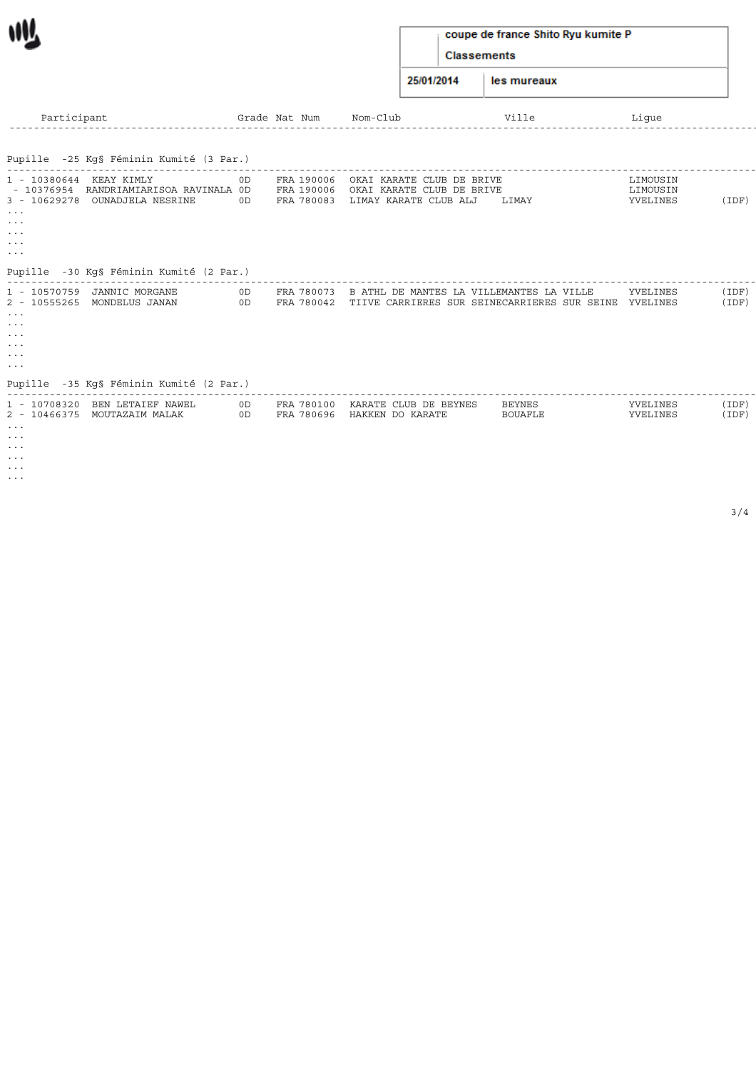coupe de france Shito Ryu kumite P

Classements

25/01/2014 | les mureaux

| Participant | Grade | Nat | Num | Nom-Club | Ville | Ligue | |
|---|---|---|---|---|---|---|---|
| **Pupille -25 Kg§ Féminin Kumité (3 Par.)** | | | | | | | |
| 1 - 10380644 KEAY KIMLY | 0D | FRA | 190006 | OKAI KARATE CLUB DE BRIVE | | LIMOUSIN | |
| - 10376954 RANDRIAMIARISOA RAVINALA | 0D | FRA | 190006 | OKAI KARATE CLUB DE BRIVE | | LIMOUSIN | |
| 3 - 10629278 OUNADJELA NESRINE | 0D | FRA | 780083 | LIMAY KARATE CLUB ALJ | LIMAY | YVELINES | (IDF) |
| ... | | | | | | | |
| ... | | | | | | | |
| ... | | | | | | | |
| ... | | | | | | | |
| ... | | | | | | | |
| **Pupille -30 Kg§ Féminin Kumité (2 Par.)** | | | | | | | |
| 1 - 10570759 JANNIC MORGANE | 0D | FRA | 780073 | B ATHL DE MANTES LA VILLE | MANTES LA VILLE | YVELINES | (IDF) |
| 2 - 10555265 MONDELUS JANAN | 0D | FRA | 780042 | TIIVE CARRIERES SUR SEINE | CARRIERES SUR SEINE | YVELINES | (IDF) |
| ... | | | | | | | |
| ... | | | | | | | |
| ... | | | | | | | |
| ... | | | | | | | |
| ... | | | | | | | |
| ... | | | | | | | |
| **Pupille -35 Kg§ Féminin Kumité (2 Par.)** | | | | | | | |
| 1 - 10708320 BEN LETAIEF NAWEL | 0D | FRA | 780100 | KARATE CLUB DE BEYNES | BEYNES | YVELINES | (IDF) |
| 2 - 10466375 MOUTAZAIM MALAK | 0D | FRA | 780696 | HAKKEN DO KARATE | BOUAFLE | YVELINES | (IDF) |
| ... | | | | | | | |
| ... | | | | | | | |
| ... | | | | | | | |
| ... | | | | | | | |
| ... | | | | | | | |
| ... | | | | | | | |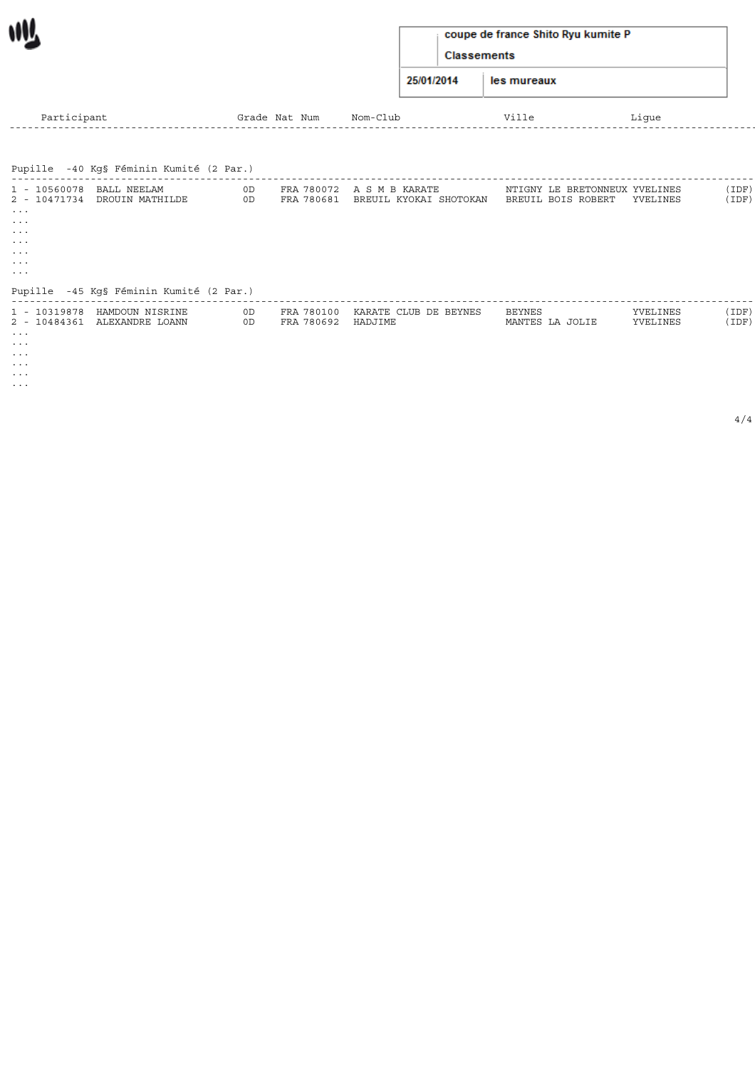coupe de france Shito Ryu kumite P

Classements

25/01/2014 | les mureaux

| Participant | Grade | Nat | Num | Nom-Club | Ville | Ligue | |
|---|---|---|---|---|---|---|---|

## Pupille -40 Kg§ Féminin Kumité (2 Par.)

| Participant | Grade | Nat | Num | Nom-Club | Ville | Ligue | |
|---|---|---|---|---|---|---|---|
| 1 - 10560078 BALL NEELAM | 0D | FRA | 780072 | A S M B KARATE | NTIGNY LE BRETONNEUX | YVELINES | (IDF) |
| 2 - 10471734 DROUIN MATHILDE | 0D | FRA | 780681 | BREUIL KYOKAI SHOTOKAN | BREUIL BOIS ROBERT | YVELINES | (IDF) |
| ... | | | | | | | |
| ... | | | | | | | |
| ... | | | | | | | |
| ... | | | | | | | |
| ... | | | | | | | |
| ... | | | | | | | |
| ... | | | | | | | |

## Pupille -45 Kg§ Féminin Kumité (2 Par.)

| Participant | Grade | Nat | Num | Nom-Club | Ville | Ligue | |
|---|---|---|---|---|---|---|---|
| 1 - 10319878 HAMDOUN NISRINE | 0D | FRA | 780100 | KARATE CLUB DE BEYNES | BEYNES | YVELINES | (IDF) |
| 2 - 10484361 ALEXANDRE LOANN | 0D | FRA | 780692 | HADJIME | MANTES LA JOLIE | YVELINES | (IDF) |
| ... | | | | | | | |
| ... | | | | | | | |
| ... | | | | | | | |
| ... | | | | | | | |
| ... | | | | | | | |
| ... | | | | | | | |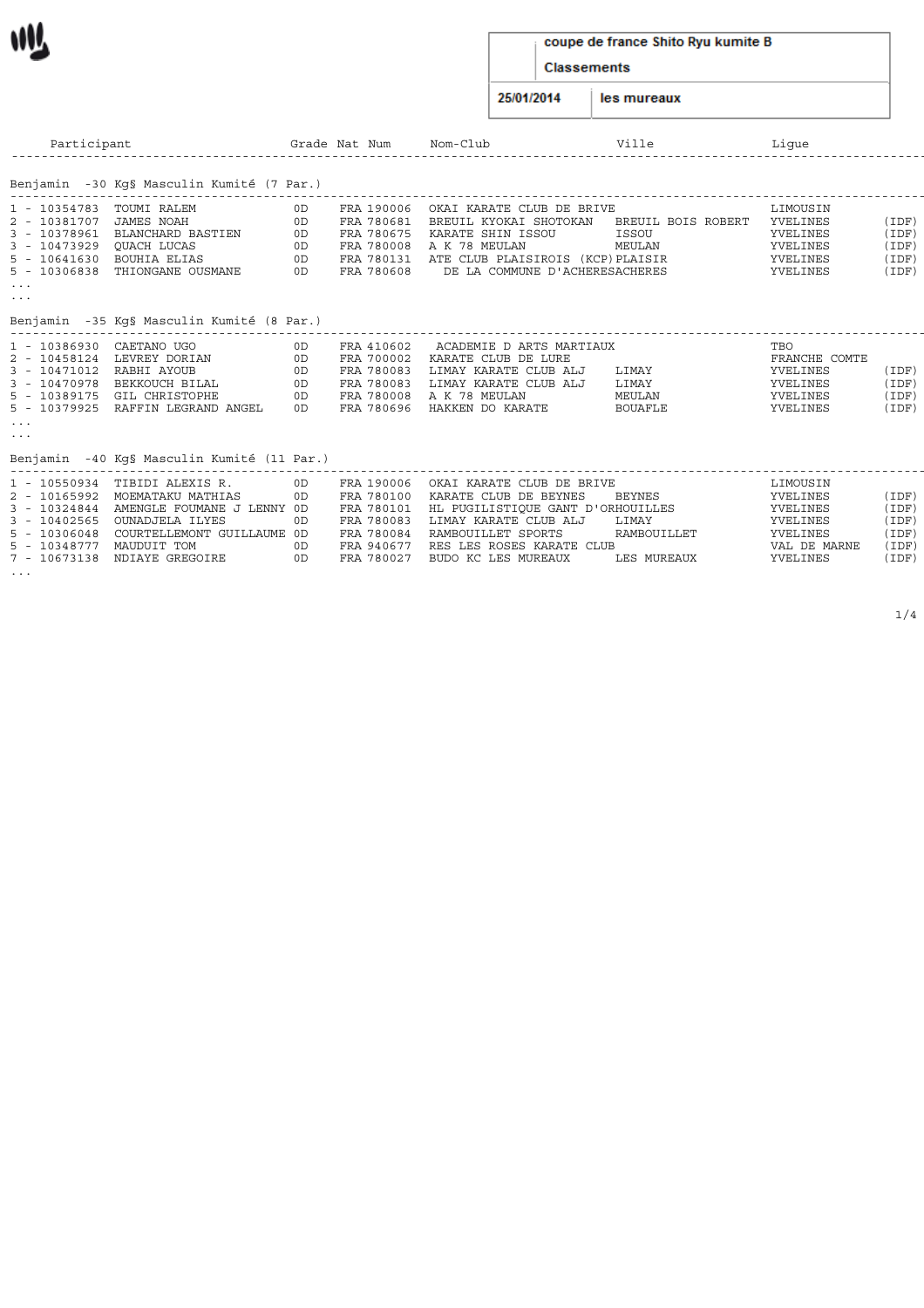coupe de france Shito Ryu kumite B

Classements

25/01/2014 | les mureaux

| Participant | Grade | Nat | Num | Nom-Club | Ville | Ligue | |
|---|---|---|---|---|---|---|---|

**Benjamin -30 Kg§ Masculin Kumité (7 Par.)**

| Rang | Participant | Grade | Nat | Num | Nom-Club | Ville | Ligue | |
|---|---|---|---|---|---|---|---|---|
| 1 - 10354783 | TOUMI RALEM | 0D | FRA | 190006 | OKAI KARATE CLUB DE BRIVE | | LIMOUSIN | |
| 2 - 10381707 | JAMES NOAH | 0D | FRA | 780681 | BREUIL KYOKAI SHOTOKAN | BREUIL BOIS ROBERT | YVELINES | (IDF) |
| 3 - 10378961 | BLANCHARD BASTIEN | 0D | FRA | 780675 | KARATE SHIN ISSOU | ISSOU | YVELINES | (IDF) |
| 3 - 10473929 | QUACH LUCAS | 0D | FRA | 780008 | A K 78 MEULAN | MEULAN | YVELINES | (IDF) |
| 5 - 10641630 | BOUHIA ELIAS | 0D | FRA | 780131 | ATE CLUB PLAISIROIS (KCP) | PLAISIR | YVELINES | (IDF) |
| 5 - 10306838 | THIONGANE OUSMANE | 0D | FRA | 780608 | DE LA COMMUNE D'ACHERES | ACHERES | YVELINES | (IDF) |

...
...

**Benjamin -35 Kg§ Masculin Kumité (8 Par.)**

| Rang | Participant | Grade | Nat | Num | Nom-Club | Ville | Ligue | |
|---|---|---|---|---|---|---|---|---|
| 1 - 10386930 | CAETANO UGO | 0D | FRA | 410602 | ACADEMIE D ARTS MARTIAUX | | TBO | |
| 2 - 10458124 | LEVREY DORIAN | 0D | FRA | 700002 | KARATE CLUB DE LURE | | FRANCHE COMTE | |
| 3 - 10471012 | RABHI AYOUB | 0D | FRA | 780083 | LIMAY KARATE CLUB ALJ | LIMAY | YVELINES | (IDF) |
| 3 - 10470978 | BEKKOUCH BILAL | 0D | FRA | 780083 | LIMAY KARATE CLUB ALJ | LIMAY | YVELINES | (IDF) |
| 5 - 10389175 | GIL CHRISTOPHE | 0D | FRA | 780008 | A K 78 MEULAN | MEULAN | YVELINES | (IDF) |
| 5 - 10379925 | RAFFIN LEGRAND ANGEL | 0D | FRA | 780696 | HAKKEN DO KARATE | BOUAFLE | YVELINES | (IDF) |

...
...

**Benjamin -40 Kg§ Masculin Kumité (11 Par.)**

| Rang | Participant | Grade | Nat | Num | Nom-Club | Ville | Ligue | |
|---|---|---|---|---|---|---|---|---|
| 1 - 10550934 | TIBIDI ALEXIS R. | 0D | FRA | 190006 | OKAI KARATE CLUB DE BRIVE | | LIMOUSIN | |
| 2 - 10165992 | MOEMATAKU MATHIAS | 0D | FRA | 780100 | KARATE CLUB DE BEYNES | BEYNES | YVELINES | (IDF) |
| 3 - 10324844 | AMENGLE FOUMANE J LENNY | 0D | FRA | 780101 | HL PUGILISTIQUE GANT D'OR | HOUILLES | YVELINES | (IDF) |
| 3 - 10402565 | OUNADJELA ILYES | 0D | FRA | 780083 | LIMAY KARATE CLUB ALJ | LIMAY | YVELINES | (IDF) |
| 5 - 10306048 | COURTELLEMONT GUILLAUME | 0D | FRA | 780084 | RAMBOUILLET SPORTS | RAMBOUILLET | YVELINES | (IDF) |
| 5 - 10348777 | MAUDUIT TOM | 0D | FRA | 940677 | RES LES ROSES KARATE CLUB | | VAL DE MARNE | (IDF) |
| 7 - 10673138 | NDIAYE GREGOIRE | 0D | FRA | 780027 | BUDO KC LES MUREAUX | LES MUREAUX | YVELINES | (IDF) |

...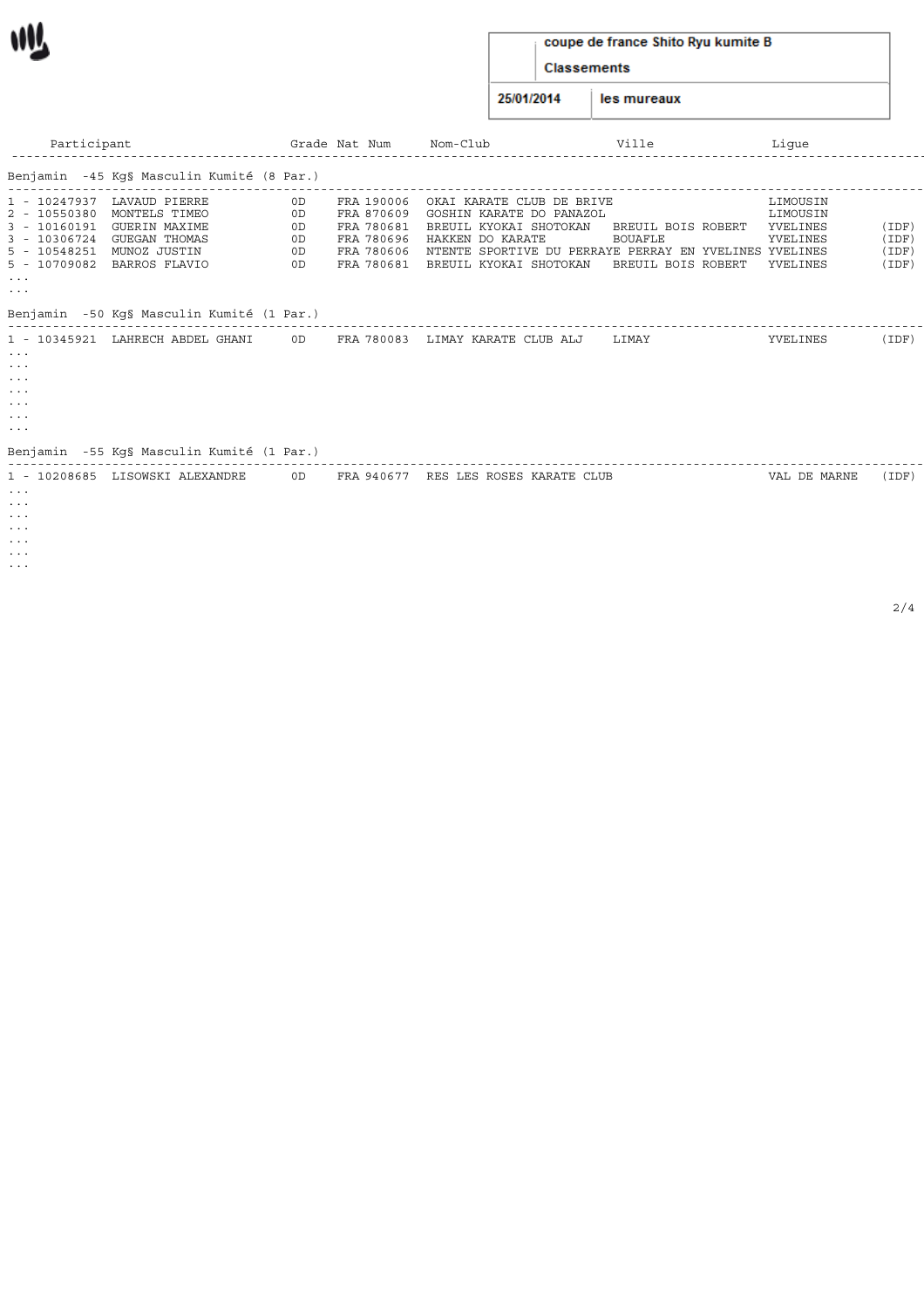coupe de france Shito Ryu kumite B

Classements

25/01/2014 | les mureaux

| Participant | | Grade | Nat | Num | Nom-Club | Ville | Ligue | |
|---|---|---|---|---|---|---|---|---|
| **Benjamin -45 Kg§ Masculin Kumité (8 Par.)** | | | | | | | | |
| 1 - 10247937 | LAVAUD PIERRE | 0D | FRA | 190006 | OKAI KARATE CLUB DE BRIVE | | LIMOUSIN | |
| 2 - 10550380 | MONTELS TIMEO | 0D | FRA | 870609 | GOSHIN KARATE DO PANAZOL | | LIMOUSIN | |
| 3 - 10160191 | GUERIN MAXIME | 0D | FRA | 780681 | BREUIL KYOKAI SHOTOKAN | BREUIL BOIS ROBERT | YVELINES | (IDF) |
| 3 - 10306724 | GUEGAN THOMAS | 0D | FRA | 780696 | HAKKEN DO KARATE | BOUAFLE | YVELINES | (IDF) |
| 5 - 10548251 | MUNOZ JUSTIN | 0D | FRA | 780606 | NTENTE SPORTIVE DU PERRAYE | PERRAY EN YVELINES | YVELINES | (IDF) |
| 5 - 10709082 | BARROS FLAVIO | 0D | FRA | 780681 | BREUIL KYOKAI SHOTOKAN | BREUIL BOIS ROBERT | YVELINES | (IDF) |
| ... | | | | | | | | |
| ... | | | | | | | | |
| **Benjamin -50 Kg§ Masculin Kumité (1 Par.)** | | | | | | | | |
| 1 - 10345921 | LAHRECH ABDEL GHANI | 0D | FRA | 780083 | LIMAY KARATE CLUB ALJ | LIMAY | YVELINES | (IDF) |
| ... | | | | | | | | |
| ... | | | | | | | | |
| ... | | | | | | | | |
| ... | | | | | | | | |
| ... | | | | | | | | |
| ... | | | | | | | | |
| ... | | | | | | | | |
| **Benjamin -55 Kg§ Masculin Kumité (1 Par.)** | | | | | | | | |
| 1 - 10208685 | LISOWSKI ALEXANDRE | 0D | FRA | 940677 | RES LES ROSES KARATE CLUB | | VAL DE MARNE | (IDF) |
| ... | | | | | | | | |
| ... | | | | | | | | |
| ... | | | | | | | | |
| ... | | | | | | | | |
| ... | | | | | | | | |
| ... | | | | | | | | |
| ... | | | | | | | | |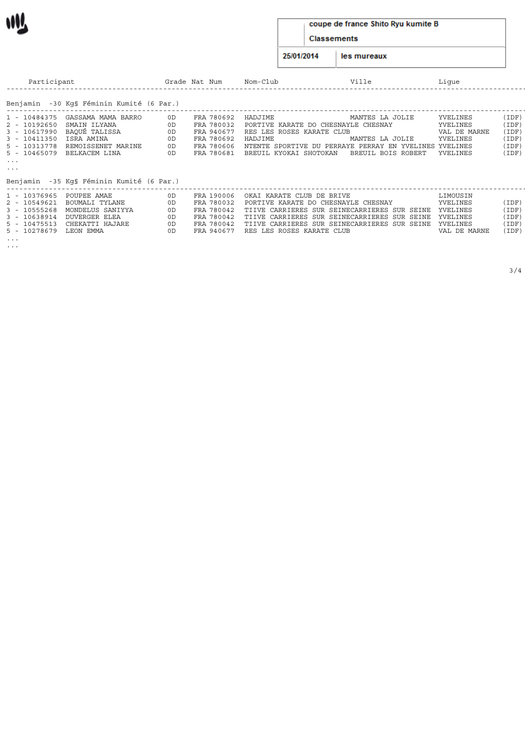coupe de france Shito Ryu kumite B

Classements

25/01/2014 | les mureaux

| Participant | Grade | Nat | Num | Nom-Club | Ville | Ligue | |
|---|---|---|---|---|---|---|---|

## Benjamin -30 Kg§ Féminin Kumité (6 Par.)

| Participant | Grade | Nat | Num | Nom-Club | Ville | Ligue | |
|---|---|---|---|---|---|---|---|
| 1 - 10484375 GASSAMA MAMA BARRO | 0D | FRA | 780692 | HADJIME | MANTES LA JOLIE | YVELINES | (IDF) |
| 2 - 10192650 SMAIN ILYANA | 0D | FRA | 780032 | PORTIVE KARATE DO CHESNAYLE CHESNAY | | YVELINES | (IDF) |
| 3 - 10617990 BAQUÉ TALISSA | 0D | FRA | 940677 | RES LES ROSES KARATE CLUB | | VAL DE MARNE | (IDF) |
| 3 - 10411350 ISRA AMINA | 0D | FRA | 780692 | HADJIME | MANTES LA JOLIE | YVELINES | (IDF) |
| 5 - 10313778 REMOISSENET MARINE | 0D | FRA | 780606 | NTENTE SPORTIVE DU PERRAYE PERRAY EN YVELINES | | YVELINES | (IDF) |
| 5 - 10465079 BELKACEM LINA | 0D | FRA | 780681 | BREUIL KYOKAI SHOTOKAN | BREUIL BOIS ROBERT | YVELINES | (IDF) |

...
...

## Benjamin -35 Kg§ Féminin Kumité (6 Par.)

| Participant | Grade | Nat | Num | Nom-Club | Ville | Ligue | |
|---|---|---|---|---|---|---|---|
| 1 - 10376965 POUPEE AMAE | 0D | FRA | 190006 | OKAI KARATE CLUB DE BRIVE | | LIMOUSIN | |
| 2 - 10549621 BOUMALI TYLANE | 0D | FRA | 780032 | PORTIVE KARATE DO CHESNAYLE CHESNAY | | YVELINES | (IDF) |
| 3 - 10555268 MONDELUS SANIYYA | 0D | FRA | 780042 | TIIVE CARRIERES SUR SEINECARRIERES SUR SEINE | | YVELINES | (IDF) |
| 3 - 10638914 DUVERGER ELEA | 0D | FRA | 780042 | TIIVE CARRIERES SUR SEINECARRIERES SUR SEINE | | YVELINES | (IDF) |
| 5 - 10475513 CHEKATTI HAJARE | 0D | FRA | 780042 | TIIVE CARRIERES SUR SEINECARRIERES SUR SEINE | | YVELINES | (IDF) |
| 5 - 10278679 LEON EMMA | 0D | FRA | 940677 | RES LES ROSES KARATE CLUB | | VAL DE MARNE | (IDF) |

...
...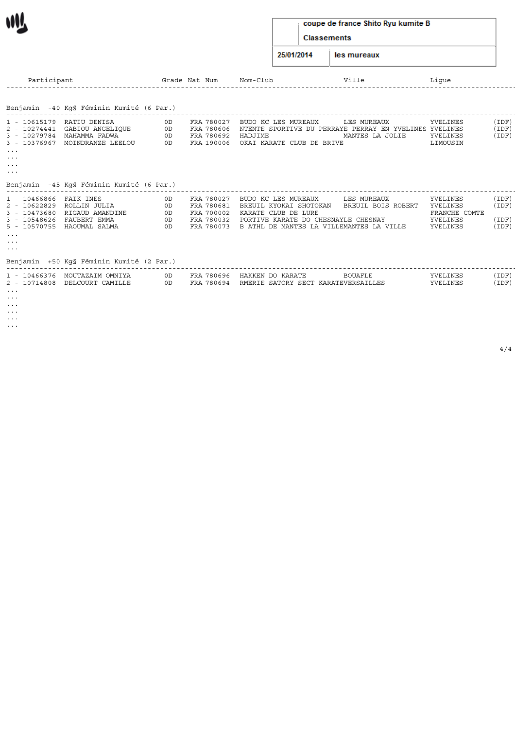| | |
|---|---|
| | coupe de france Shito Ryu kumite B |
| | Classements |
| 25/01/2014 | les mureaux |

| Participant | Grade | Nat | Num | Nom-Club | Ville | Ligue | |
|---|---|---|---|---|---|---|---|

**Benjamin -40 Kg§ Féminin Kumité (6 Par.)**

| Participant | Grade | Nat | Num | Nom-Club | Ville | Ligue | |
|---|---|---|---|---|---|---|---|
| 1 - 10615179 RATIU DENISA | 0D | FRA | 780027 | BUDO KC LES MUREAUX | LES MUREAUX | YVELINES | (IDF) |
| 2 - 10274441 GABIOU ANGELIQUE | 0D | FRA | 780606 | NTENTE SPORTIVE DU PERRAYE | PERRAY EN YVELINES | YVELINES | (IDF) |
| 3 - 10279784 MAHAMMA FADWA | 0D | FRA | 780692 | HADJIME | MANTES LA JOLIE | YVELINES | (IDF) |
| 3 - 10376967 MOINDRANZE LEELOU | 0D | FRA | 190006 | OKAI KARATE CLUB DE BRIVE | | LIMOUSIN | |
| ... | | | | | | | |
| ... | | | | | | | |
| ... | | | | | | | |
| ... | | | | | | | |

**Benjamin -45 Kg§ Féminin Kumité (6 Par.)**

| Participant | Grade | Nat | Num | Nom-Club | Ville | Ligue | |
|---|---|---|---|---|---|---|---|
| 1 - 10466866 FAIK INES | 0D | FRA | 780027 | BUDO KC LES MUREAUX | LES MUREAUX | YVELINES | (IDF) |
| 2 - 10622829 ROLLIN JULIA | 0D | FRA | 780681 | BREUIL KYOKAI SHOTOKAN | BREUIL BOIS ROBERT | YVELINES | (IDF) |
| 3 - 10473680 RIGAUD AMANDINE | 0D | FRA | 700002 | KARATE CLUB DE LURE | | FRANCHE COMTE | |
| 3 - 10548626 FAUBERT EMMA | 0D | FRA | 780032 | PORTIVE KARATE DO CHESNAY | LE CHESNAY | YVELINES | (IDF) |
| 5 - 10570755 HAOUMAL SALMA | 0D | FRA | 780073 | B ATHL DE MANTES LA VILLE | MANTES LA VILLE | YVELINES | (IDF) |
| ... | | | | | | | |
| ... | | | | | | | |
| ... | | | | | | | |

**Benjamin +50 Kg§ Féminin Kumité (2 Par.)**

| Participant | Grade | Nat | Num | Nom-Club | Ville | Ligue | |
|---|---|---|---|---|---|---|---|
| 1 - 10466376 MOUTAZAIM OMNIYA | 0D | FRA | 780696 | HAKKEN DO KARATE | BOUAFLE | YVELINES | (IDF) |
| 2 - 10714808 DELCOURT CAMILLE | 0D | FRA | 780694 | RMERIE SATORY SECT KARATE | VERSAILLES | YVELINES | (IDF) |
| ... | | | | | | | |
| ... | | | | | | | |
| ... | | | | | | | |
| ... | | | | | | | |
| ... | | | | | | | |
| ... | | | | | | | |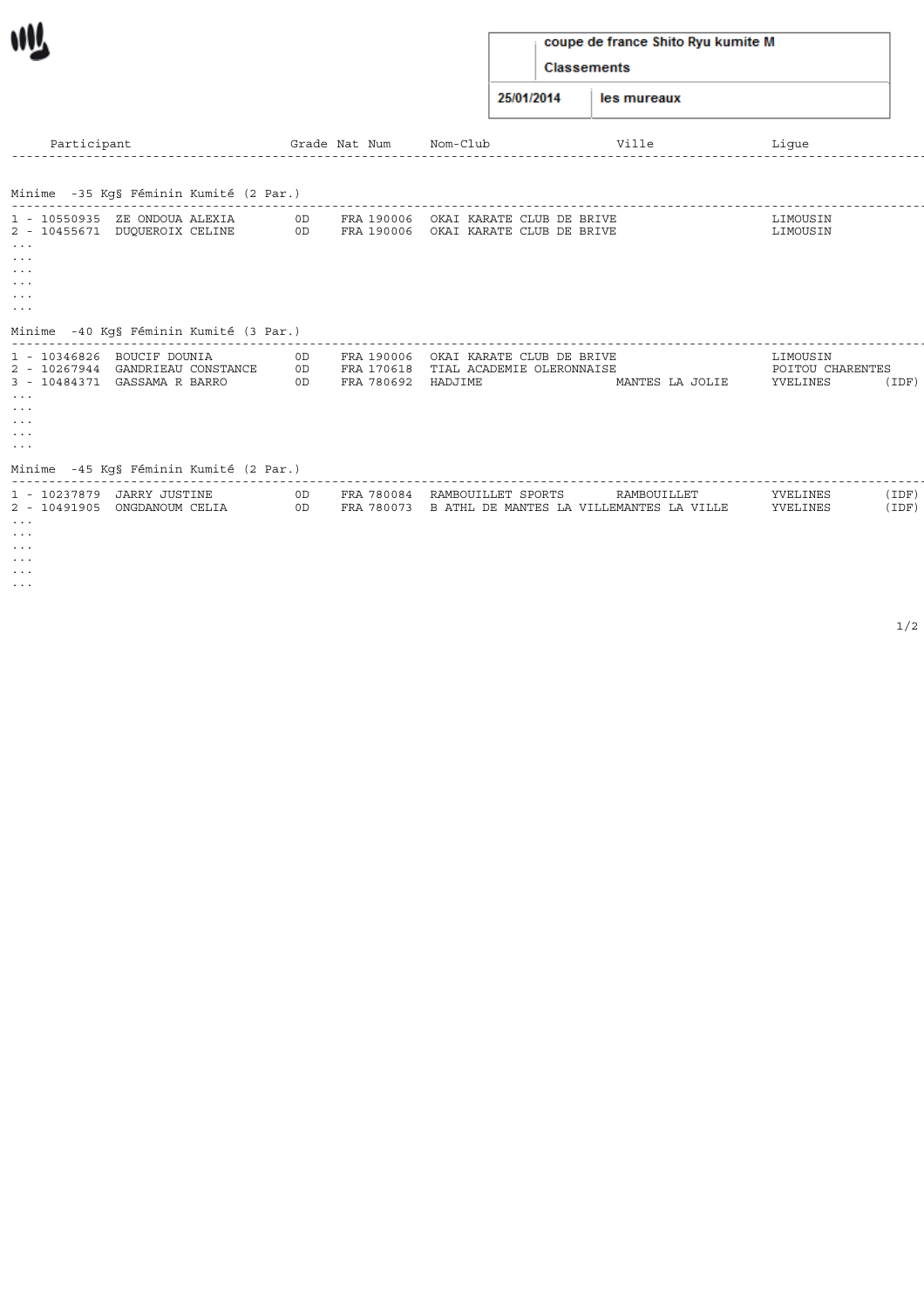coupe de france Shito Ryu kumite M

Classements

25/01/2014 | les mureaux

| Participant | Grade | Nat | Num | Nom-Club | Ville | Ligue |
|---|---|---|---|---|---|---|

## Minime -35 Kg§ Féminin Kumité (2 Par.)

| Participant | Grade | Nat | Num | Nom-Club | Ville | Ligue |
|---|---|---|---|---|---|---|
| 1 - 10550935 ZE ONDOUA ALEXIA | 0D | FRA | 190006 | OKAI KARATE CLUB DE BRIVE | | LIMOUSIN |
| 2 - 10455671 DUQUEROIX CELINE | 0D | FRA | 190006 | OKAI KARATE CLUB DE BRIVE | | LIMOUSIN |
| ... | | | | | | |
| ... | | | | | | |
| ... | | | | | | |
| ... | | | | | | |
| ... | | | | | | |
| ... | | | | | | |

## Minime -40 Kg§ Féminin Kumité (3 Par.)

| Participant | Grade | Nat | Num | Nom-Club | Ville | Ligue |
|---|---|---|---|---|---|---|
| 1 - 10346826 BOUCIF DOUNIA | 0D | FRA | 190006 | OKAI KARATE CLUB DE BRIVE | | LIMOUSIN |
| 2 - 10267944 GANDRIEAU CONSTANCE | 0D | FRA | 170618 | TIAL ACADEMIE OLERONNAISE | | POITOU CHARENTES |
| 3 - 10484371 GASSAMA R BARRO | 0D | FRA | 780692 | HADJIME | MANTES LA JOLIE | YVELINES (IDF) |
| ... | | | | | | |
| ... | | | | | | |
| ... | | | | | | |
| ... | | | | | | |
| ... | | | | | | |

## Minime -45 Kg§ Féminin Kumité (2 Par.)

| Participant | Grade | Nat | Num | Nom-Club | Ville | Ligue |
|---|---|---|---|---|---|---|
| 1 - 10237879 JARRY JUSTINE | 0D | FRA | 780084 | RAMBOUILLET SPORTS | RAMBOUILLET | YVELINES (IDF) |
| 2 - 10491905 ONGDANOUM CELIA | 0D | FRA | 780073 | B ATHL DE MANTES LA VILLE | MANTES LA VILLE | YVELINES (IDF) |
| ... | | | | | | |
| ... | | | | | | |
| ... | | | | | | |
| ... | | | | | | |
| ... | | | | | | |
| ... | | | | | | |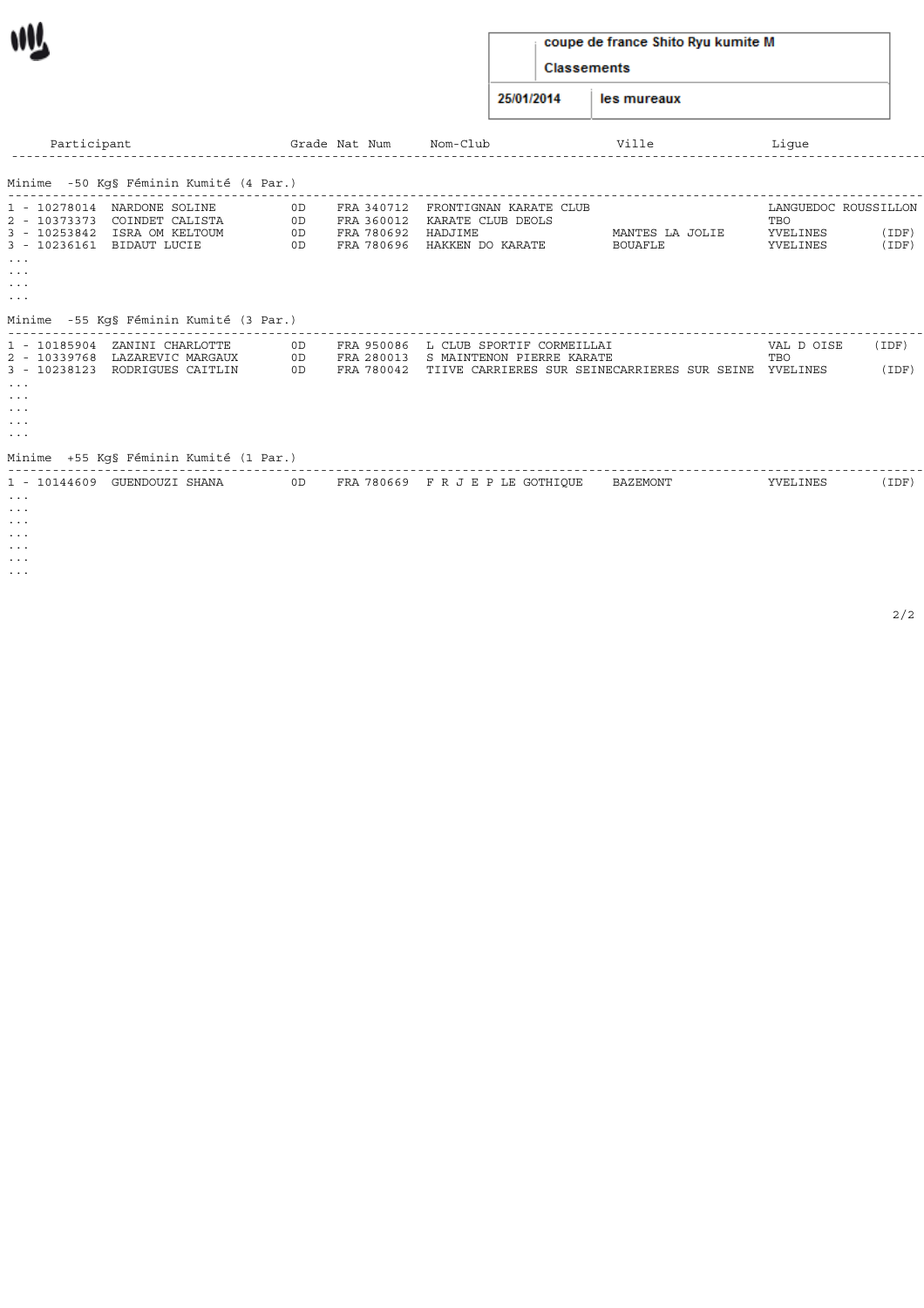coupe de france Shito Ryu kumite M

**Classements**

25/01/2014 — les mureaux

| Participant | Grade | Nat Num | Nom-Club | Ville | Ligue |
|---|---|---|---|---|---|

**Minime -50 Kg§ Féminin Kumité (4 Par.)**

| Participant | Grade | Nat Num | Nom-Club | Ville | Ligue |
|---|---|---|---|---|---|
| 1 - 10278014 NARDONE SOLINE | 0D | FRA 340712 | FRONTIGNAN KARATE CLUB | | LANGUEDOC ROUSSILLON |
| 2 - 10373373 COINDET CALISTA | 0D | FRA 360012 | KARATE CLUB DEOLS | | TBO |
| 3 - 10253842 ISRA OM KELTOUM | 0D | FRA 780692 | HADJIME | MANTES LA JOLIE | YVELINES (IDF) |
| 3 - 10236161 BIDAUT LUCIE | 0D | FRA 780696 | HAKKEN DO KARATE | BOUAFLE | YVELINES (IDF) |

...
...
...
...

**Minime -55 Kg§ Féminin Kumité (3 Par.)**

| Participant | Grade | Nat Num | Nom-Club | Ville | Ligue |
|---|---|---|---|---|---|
| 1 - 10185904 ZANINI CHARLOTTE | 0D | FRA 950086 | L CLUB SPORTIF CORMEILLAI | | VAL D OISE (IDF) |
| 2 - 10339768 LAZAREVIC MARGAUX | 0D | FRA 280013 | S MAINTENON PIERRE KARATE | | TBO |
| 3 - 10238123 RODRIGUES CAITLIN | 0D | FRA 780042 | TIIVE CARRIERES SUR SEINE | CARRIERES SUR SEINE | YVELINES (IDF) |

...
...
...
...
...

**Minime +55 Kg§ Féminin Kumité (1 Par.)**

| Participant | Grade | Nat Num | Nom-Club | Ville | Ligue |
|---|---|---|---|---|---|
| 1 - 10144609 GUENDOUZI SHANA | 0D | FRA 780669 | F R J E P LE GOTHIQUE | BAZEMONT | YVELINES (IDF) |

...
...
...
...
...
...
...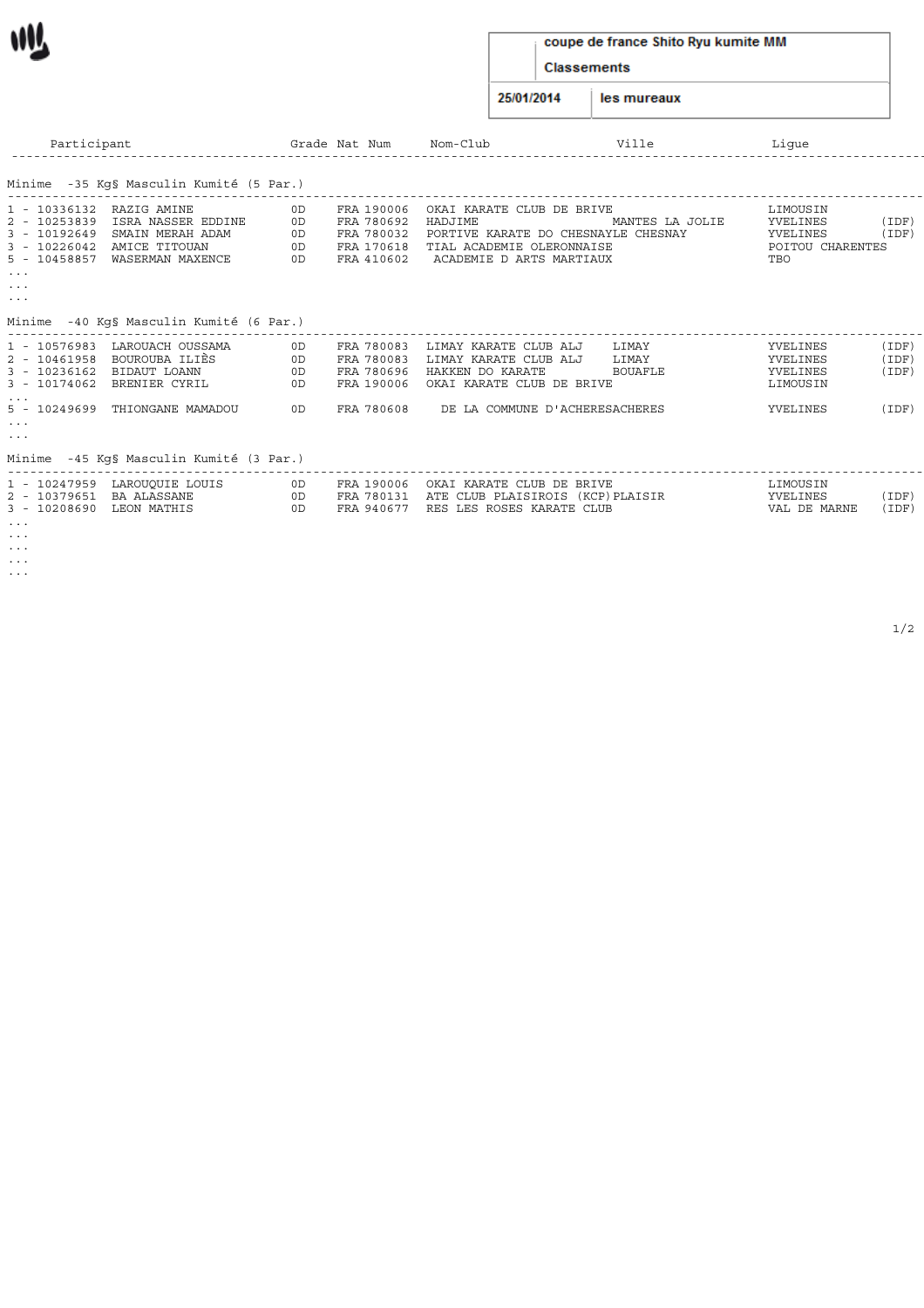coupe de france Shito Ryu kumite MM

Classements

25/01/2014 | les mureaux

| Participant | Grade | Nat Num | Nom-Club | Ville | Ligue | |
|---|---|---|---|---|---|---|
| **Minime -35 Kg§ Masculin Kumité (5 Par.)** | | | | | | |
| 1 - 10336132 RAZIG AMINE | 0D | FRA 190006 | OKAI KARATE CLUB DE BRIVE | | LIMOUSIN | |
| 2 - 10253839 ISRA NASSER EDDINE | 0D | FRA 780692 | HADJIME | MANTES LA JOLIE | YVELINES | (IDF) |
| 3 - 10192649 SMAIN MERAH ADAM | 0D | FRA 780032 | PORTIVE KARATE DO CHESNAYLE CHESNAY | | YVELINES | (IDF) |
| 3 - 10226042 AMICE TITOUAN | 0D | FRA 170618 | TIAL ACADEMIE OLERONNAISE | | POITOU CHARENTES | |
| 5 - 10458857 WASERMAN MAXENCE | 0D | FRA 410602 | ACADEMIE D ARTS MARTIAUX | | TBO | |
| ... | | | | | | |
| ... | | | | | | |
| ... | | | | | | |
| **Minime -40 Kg§ Masculin Kumité (6 Par.)** | | | | | | |
| 1 - 10576983 LAROUACH OUSSAMA | 0D | FRA 780083 | LIMAY KARATE CLUB ALJ | LIMAY | YVELINES | (IDF) |
| 2 - 10461958 BOUROUBA ILIÈS | 0D | FRA 780083 | LIMAY KARATE CLUB ALJ | LIMAY | YVELINES | (IDF) |
| 3 - 10236162 BIDAUT LOANN | 0D | FRA 780696 | HAKKEN DO KARATE | BOUAFLE | YVELINES | (IDF) |
| 3 - 10174062 BRENIER CYRIL | 0D | FRA 190006 | OKAI KARATE CLUB DE BRIVE | | LIMOUSIN | |
| ... | | | | | | |
| 5 - 10249699 THIONGANE MAMADOU | 0D | FRA 780608 | DE LA COMMUNE D'ACHERESACHERES | | YVELINES | (IDF) |
| ... | | | | | | |
| ... | | | | | | |
| **Minime -45 Kg§ Masculin Kumité (3 Par.)** | | | | | | |
| 1 - 10247959 LAROUQUIE LOUIS | 0D | FRA 190006 | OKAI KARATE CLUB DE BRIVE | | LIMOUSIN | |
| 2 - 10379651 BA ALASSANE | 0D | FRA 780131 | ATE CLUB PLAISIROIS (KCP) | PLAISIR | YVELINES | (IDF) |
| 3 - 10208690 LEON MATHIS | 0D | FRA 940677 | RES LES ROSES KARATE CLUB | | VAL DE MARNE | (IDF) |
| ... | | | | | | |
| ... | | | | | | |
| ... | | | | | | |
| ... | | | | | | |
| ... | | | | | | |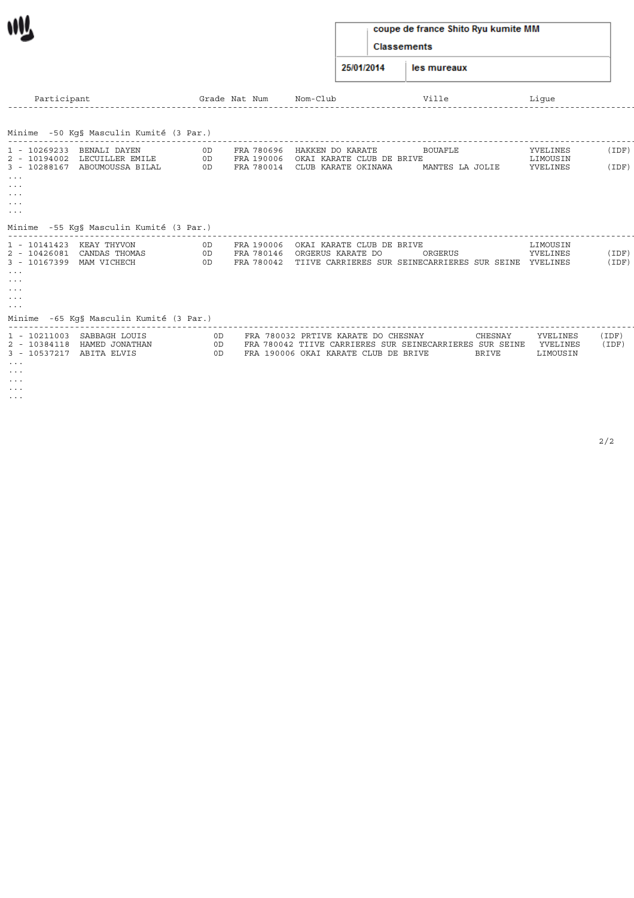coupe de france Shito Ryu kumite MM

Classements

25/01/2014 | les mureaux

| Participant | Grade | Nat | Num | Nom-Club | Ville | Ligue | |
|---|---|---|---|---|---|---|---|

### Minime -50 Kg§ Masculin Kumité (3 Par.)

| Participant | Grade | Nat | Num | Nom-Club | Ville | Ligue | |
|---|---|---|---|---|---|---|---|
| 1 - 10269233 BENALI DAYEN | 0D | FRA | 780696 | HAKKEN DO KARATE | BOUAFLE | YVELINES | (IDF) |
| 2 - 10194002 LECUILLER EMILE | 0D | FRA | 190006 | OKAI KARATE CLUB DE BRIVE | | LIMOUSIN | |
| 3 - 10288167 ABOUMOUSSA BILAL | 0D | FRA | 780014 | CLUB KARATE OKINAWA | MANTES LA JOLIE | YVELINES | (IDF) |
| ... | | | | | | | |
| ... | | | | | | | |
| ... | | | | | | | |
| ... | | | | | | | |
| ... | | | | | | | |

### Minime -55 Kg§ Masculin Kumité (3 Par.)

| Participant | Grade | Nat | Num | Nom-Club | Ville | Ligue | |
|---|---|---|---|---|---|---|---|
| 1 - 10141423 KEAY THYVON | 0D | FRA | 190006 | OKAI KARATE CLUB DE BRIVE | | LIMOUSIN | |
| 2 - 10426081 CANDAS THOMAS | 0D | FRA | 780146 | ORGERUS KARATE DO | ORGERUS | YVELINES | (IDF) |
| 3 - 10167399 MAM VICHECH | 0D | FRA | 780042 | TIIVE CARRIERES SUR SEINE | CARRIERES SUR SEINE | YVELINES | (IDF) |
| ... | | | | | | | |
| ... | | | | | | | |
| ... | | | | | | | |
| ... | | | | | | | |
| ... | | | | | | | |

### Minime -65 Kg§ Masculin Kumité (3 Par.)

| Participant | Grade | Nat | Num | Nom-Club | Ville | Ligue | |
|---|---|---|---|---|---|---|---|
| 1 - 10211003 SABBAGH LOUIS | 0D | FRA | 780032 | PRTIVE KARATE DO CHESNAY | CHESNAY | YVELINES | (IDF) |
| 2 - 10384118 HAMED JONATHAN | 0D | FRA | 780042 | TIIVE CARRIERES SUR SEINE | CARRIERES SUR SEINE | YVELINES | (IDF) |
| 3 - 10537217 ABITA ELVIS | 0D | FRA | 190006 | OKAI KARATE CLUB DE BRIVE | BRIVE | LIMOUSIN | |
| ... | | | | | | | |
| ... | | | | | | | |
| ... | | | | | | | |
| ... | | | | | | | |
| ... | | | | | | | |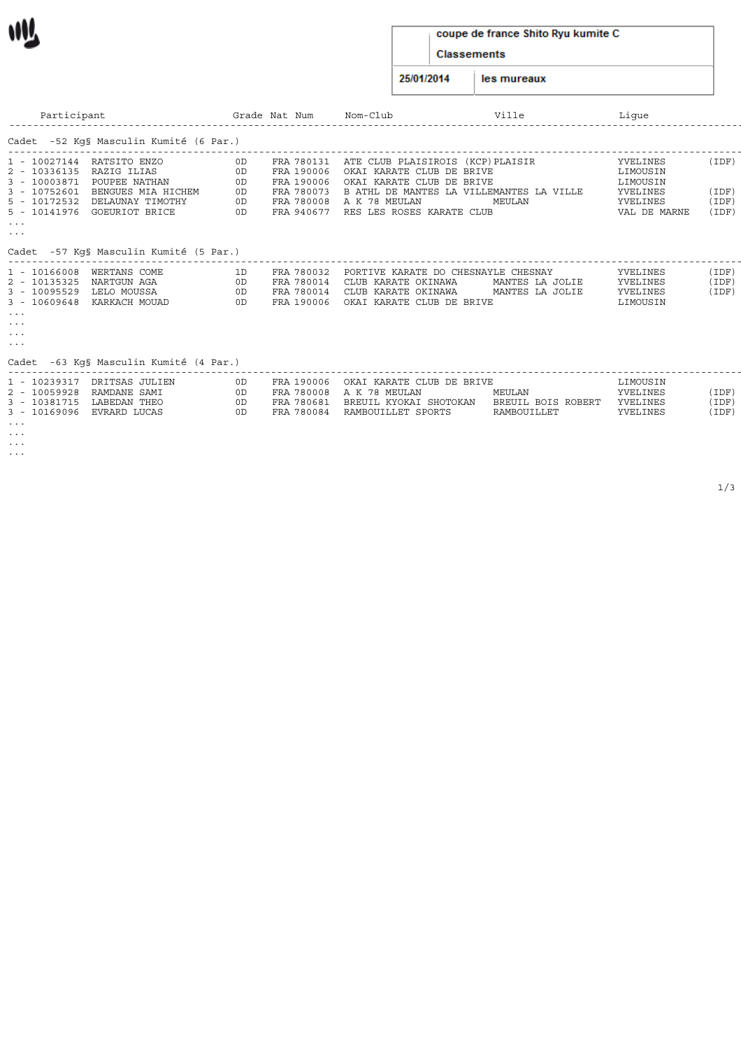coupe de france Shito Ryu kumite C

**Classements**

25/01/2014 — les mureaux

| Participant | Grade | Nat | Num | Nom-Club | Ville | Ligue | |
|---|---|---|---|---|---|---|---|
| **Cadet -52 Kg§ Masculin Kumité (6 Par.)** | | | | | | | |
| 1 - 10027144 RATSITO ENZO | 0D | FRA | 780131 | ATE CLUB PLAISIROIS (KCP) | PLAISIR | YVELINES | (IDF) |
| 2 - 10336135 RAZIG ILIAS | 0D | FRA | 190006 | OKAI KARATE CLUB DE BRIVE | | LIMOUSIN | |
| 3 - 10003871 POUPEE NATHAN | 0D | FRA | 190006 | OKAI KARATE CLUB DE BRIVE | | LIMOUSIN | |
| 3 - 10752601 BENGUES MIA HICHEM | 0D | FRA | 780073 | B ATHL DE MANTES LA VILLE | MANTES LA VILLE | YVELINES | (IDF) |
| 5 - 10172532 DELAUNAY TIMOTHY | 0D | FRA | 780008 | A K 78 MEULAN | MEULAN | YVELINES | (IDF) |
| 5 - 10141976 GOEURIOT BRICE | 0D | FRA | 940677 | RES LES ROSES KARATE CLUB | | VAL DE MARNE | (IDF) |
| ... | | | | | | | |
| ... | | | | | | | |
| **Cadet -57 Kg§ Masculin Kumité (5 Par.)** | | | | | | | |
| 1 - 10166008 WERTANS COME | 1D | FRA | 780032 | PORTIVE KARATE DO CHESNAY | LE CHESNAY | YVELINES | (IDF) |
| 2 - 10135325 NARTGUN AGA | 0D | FRA | 780014 | CLUB KARATE OKINAWA | MANTES LA JOLIE | YVELINES | (IDF) |
| 3 - 10095529 LELO MOUSSA | 0D | FRA | 780014 | CLUB KARATE OKINAWA | MANTES LA JOLIE | YVELINES | (IDF) |
| 3 - 10609648 KARKACH MOUAD | 0D | FRA | 190006 | OKAI KARATE CLUB DE BRIVE | | LIMOUSIN | |
| ... | | | | | | | |
| ... | | | | | | | |
| ... | | | | | | | |
| ... | | | | | | | |
| **Cadet -63 Kg§ Masculin Kumité (4 Par.)** | | | | | | | |
| 1 - 10239317 DRITSAS JULIEN | 0D | FRA | 190006 | OKAI KARATE CLUB DE BRIVE | | LIMOUSIN | |
| 2 - 10059928 RAMDANE SAMI | 0D | FRA | 780008 | A K 78 MEULAN | MEULAN | YVELINES | (IDF) |
| 3 - 10381715 LABEDAN THEO | 0D | FRA | 780681 | BREUIL KYOKAI SHOTOKAN | BREUIL BOIS ROBERT | YVELINES | (IDF) |
| 3 - 10169096 EVRARD LUCAS | 0D | FRA | 780084 | RAMBOUILLET SPORTS | RAMBOUILLET | YVELINES | (IDF) |
| ... | | | | | | | |
| ... | | | | | | | |
| ... | | | | | | | |
| ... | | | | | | | |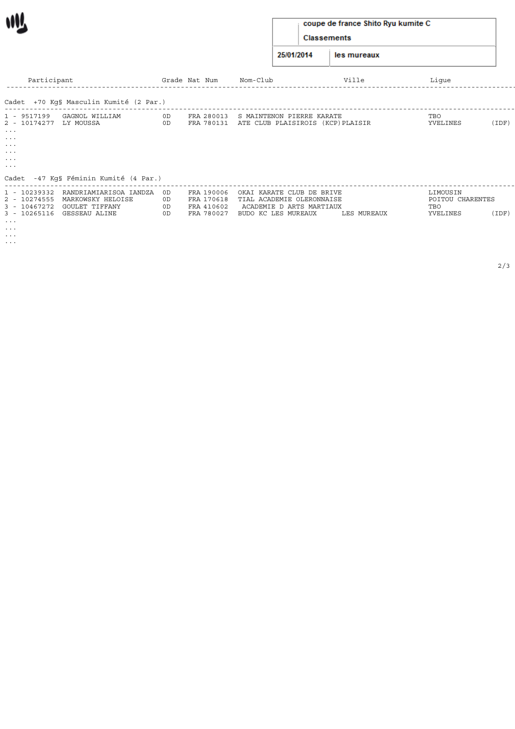coupe de france Shito Ryu kumite C

Classements

25/01/2014 | les mureaux

| Participant | | Grade | Nat | Num | Nom-Club | Ville | Ligue | |
|---|---|---|---|---|---|---|---|---|
| **Cadet +70 Kg§ Masculin Kumité (2 Par.)** | | | | | | | | |
| 1 - 9517199 | GAGNOL WILLIAM | 0D | FRA | 280013 | S MAINTENON PIERRE KARATE | | TBO | |
| 2 - 10174277 | LY MOUSSA | 0D | FRA | 780131 | ATE CLUB PLAISIROIS (KCP) | PLAISIR | YVELINES | (IDF) |
| ... | | | | | | | | |
| ... | | | | | | | | |
| ... | | | | | | | | |
| ... | | | | | | | | |
| ... | | | | | | | | |
| ... | | | | | | | | |
| **Cadet -47 Kg§ Féminin Kumité (4 Par.)** | | | | | | | | |
| 1 - 10239332 | RANDRIAMIARISOA IANDZA | 0D | FRA | 190006 | OKAI KARATE CLUB DE BRIVE | | LIMOUSIN | |
| 2 - 10274555 | MARKOWSKY HELOISE | 0D | FRA | 170618 | TIAL ACADEMIE OLERONNAISE | | POITOU CHARENTES | |
| 3 - 10467272 | GOULET TIFFANY | 0D | FRA | 410602 | ACADEMIE D ARTS MARTIAUX | | TBO | |
| 3 - 10265116 | GESSEAU ALINE | 0D | FRA | 780027 | BUDO KC LES MUREAUX | LES MUREAUX | YVELINES | (IDF) |
| ... | | | | | | | | |
| ... | | | | | | | | |
| ... | | | | | | | | |
| ... | | | | | | | | |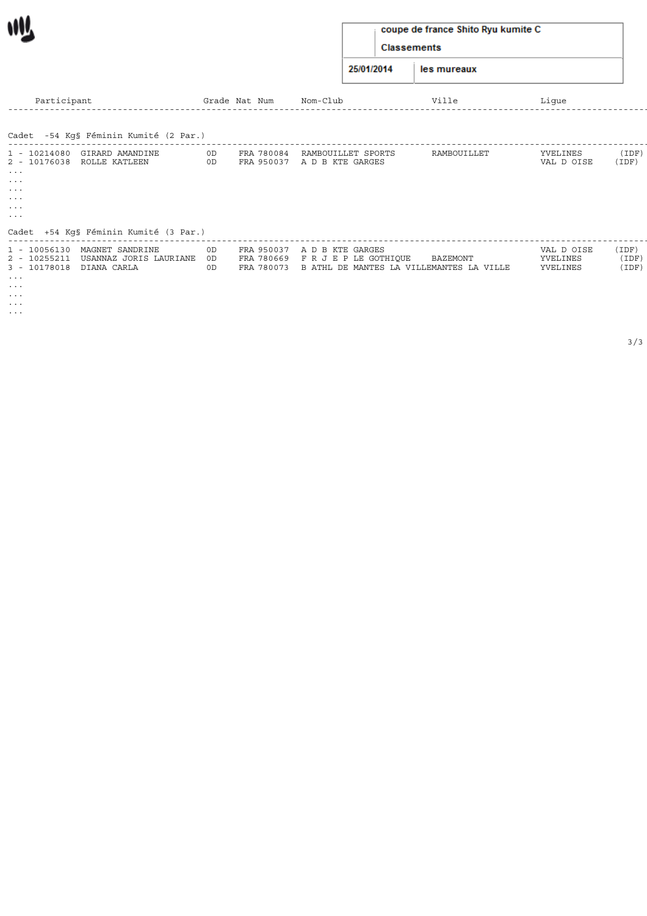**coupe de france Shito Ryu kumite C**

**Classements**

**25/01/2014** | **les mureaux**

| Participant | | Grade | Nat | Num | Nom-Club | Ville | Ligue | |
|---|---|---|---|---|---|---|---|---|

## Cadet -54 Kg§ Féminin Kumité (2 Par.)

| Participant | | Grade | Nat | Num | Nom-Club | Ville | Ligue | |
|---|---|---|---|---|---|---|---|---|
| 1 - 10214080 | GIRARD AMANDINE | 0D | FRA | 780084 | RAMBOUILLET SPORTS | RAMBOUILLET | YVELINES | (IDF) |
| 2 - 10176038 | ROLLE KATLEEN | 0D | FRA | 950037 | A D B KTE GARGES | | VAL D OISE | (IDF) |

...
...
...
...
...
...

## Cadet +54 Kg§ Féminin Kumité (3 Par.)

| Participant | | Grade | Nat | Num | Nom-Club | Ville | Ligue | |
|---|---|---|---|---|---|---|---|---|
| 1 - 10056130 | MAGNET SANDRINE | 0D | FRA | 950037 | A D B KTE GARGES | | VAL D OISE | (IDF) |
| 2 - 10255211 | USANNAZ JORIS LAURIANE | 0D | FRA | 780669 | F R J E P LE GOTHIQUE | BAZEMONT | YVELINES | (IDF) |
| 3 - 10178018 | DIANA CARLA | 0D | FRA | 780073 | B ATHL DE MANTES LA VILLE | MANTES LA VILLE | YVELINES | (IDF) |

...
...
...
...
...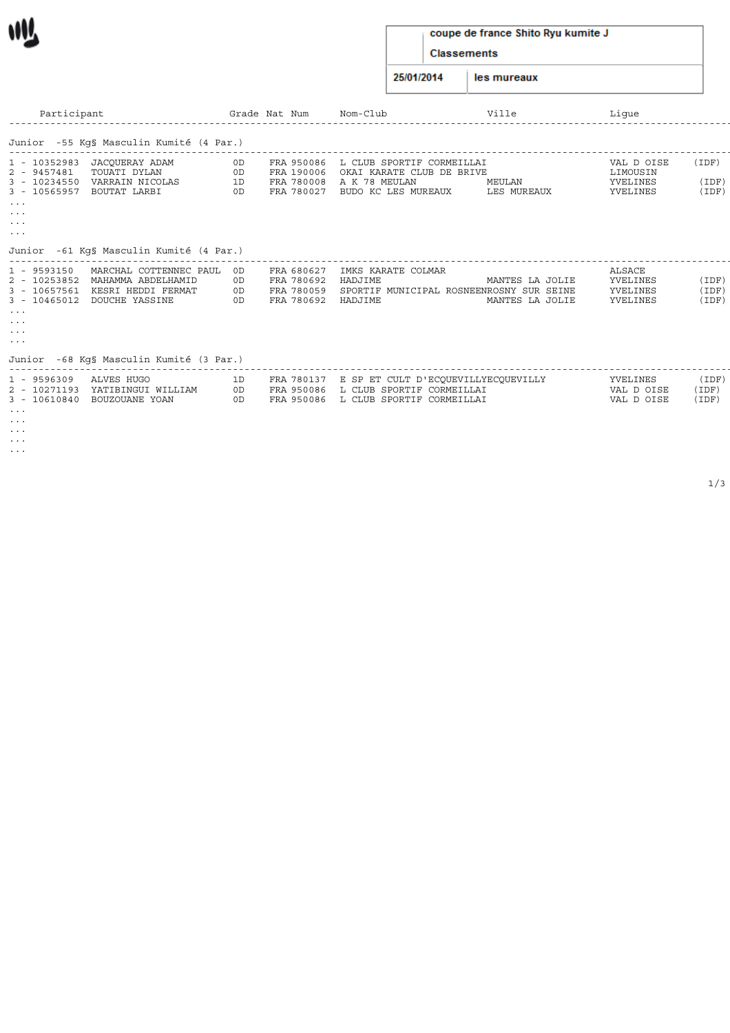| coupe de france Shito Ryu kumite J |  |
|---|---|
| Classements |  |
| 25/01/2014 | les mureaux |

| Participant | Grade | Nat | Num | Nom-Club | Ville | Ligue |  |
|---|---|---|---|---|---|---|---|
| **Junior -55 Kg§ Masculin Kumité (4 Par.)** |  |  |  |  |  |  |  |
| 1 - 10352983 JACQUERAY ADAM | 0D | FRA | 950086 | L CLUB SPORTIF CORMEILLAI |  | VAL D OISE | (IDF) |
| 2 - 9457481 TOUATI DYLAN | 0D | FRA | 190006 | OKAI KARATE CLUB DE BRIVE |  | LIMOUSIN |  |
| 3 - 10234550 VARRAIN NICOLAS | 1D | FRA | 780008 | A K 78 MEULAN | MEULAN | YVELINES | (IDF) |
| 3 - 10565957 BOUTAT LARBI | 0D | FRA | 780027 | BUDO KC LES MUREAUX | LES MUREAUX | YVELINES | (IDF) |
| ... |  |  |  |  |  |  |  |
| ... |  |  |  |  |  |  |  |
| ... |  |  |  |  |  |  |  |
| ... |  |  |  |  |  |  |  |
| **Junior -61 Kg§ Masculin Kumité (4 Par.)** |  |  |  |  |  |  |  |
| 1 - 9593150 MARCHAL COTTENNEC PAUL | 0D | FRA | 680627 | IMKS KARATE COLMAR |  | ALSACE |  |
| 2 - 10253852 MAHAMMA ABDELHAMID | 0D | FRA | 780692 | HADJIME | MANTES LA JOLIE | YVELINES | (IDF) |
| 3 - 10657561 KESRI HEDDI FERMAT | 0D | FRA | 780059 | SPORTIF MUNICIPAL ROSNEEN | ROSNY SUR SEINE | YVELINES | (IDF) |
| 3 - 10465012 DOUCHE YASSINE | 0D | FRA | 780692 | HADJIME | MANTES LA JOLIE | YVELINES | (IDF) |
| ... |  |  |  |  |  |  |  |
| ... |  |  |  |  |  |  |  |
| ... |  |  |  |  |  |  |  |
| ... |  |  |  |  |  |  |  |
| **Junior -68 Kg§ Masculin Kumité (3 Par.)** |  |  |  |  |  |  |  |
| 1 - 9596309 ALVES HUGO | 1D | FRA | 780137 | E SP ET CULT D'ECQUEVILLY | ECQUEVILLY | YVELINES | (IDF) |
| 2 - 10271193 YATIBINGUI WILLIAM | 0D | FRA | 950086 | L CLUB SPORTIF CORMEILLAI |  | VAL D OISE | (IDF) |
| 3 - 10610840 BOUZOUANE YOAN | 0D | FRA | 950086 | L CLUB SPORTIF CORMEILLAI |  | VAL D OISE | (IDF) |
| ... |  |  |  |  |  |  |  |
| ... |  |  |  |  |  |  |  |
| ... |  |  |  |  |  |  |  |
| ... |  |  |  |  |  |  |  |
| ... |  |  |  |  |  |  |  |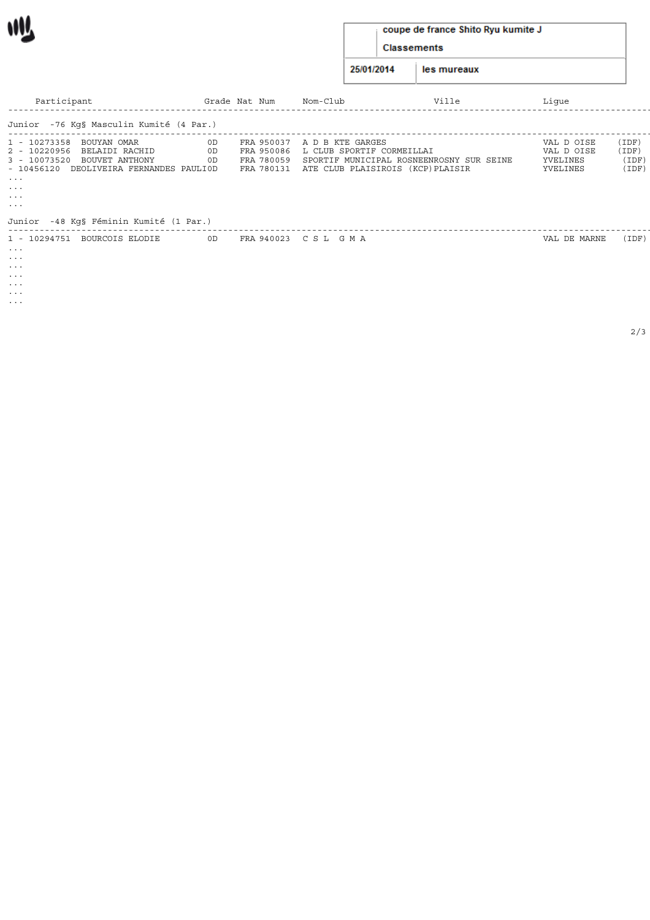| coupe de france Shito Ryu kumite J |  |
|---|---|
| Classements |  |
| 25/01/2014 | les mureaux |

| Participant | Grade | Nat | Num | Nom-Club | Ville | Ligue |
|---|---|---|---|---|---|---|

**Junior -76 Kg§ Masculin Kumité (4 Par.)**

| Participant | Grade | Nat | Num | Nom-Club | Ville | Ligue |
|---|---|---|---|---|---|---|
| 1 - 10273358 BOUYAN OMAR | 0D | FRA | 950037 | A D B KTE GARGES | VAL D OISE | (IDF) |
| 2 - 10220956 BELAIDI RACHID | 0D | FRA | 950086 | L CLUB SPORTIF CORMEILLAI | VAL D OISE | (IDF) |
| 3 - 10073520 BOUVET ANTHONY | 0D | FRA | 780059 | SPORTIF MUNICIPAL ROSNEENROSNY SUR SEINE | YVELINES | (IDF) |
| - 10456120 DEOLIVEIRA FERNANDES PAULI | 0D | FRA | 780131 | ATE CLUB PLAISIROIS (KCP)PLAISIR | YVELINES | (IDF) |

...
...
...
...

**Junior -48 Kg§ Féminin Kumité (1 Par.)**

| Participant | Grade | Nat | Num | Nom-Club | Ville | Ligue |
|---|---|---|---|---|---|---|
| 1 - 10294751 BOURCOIS ELODIE | 0D | FRA | 940023 | C S L G M A | VAL DE MARNE | (IDF) |

...
...
...
...
...
...
...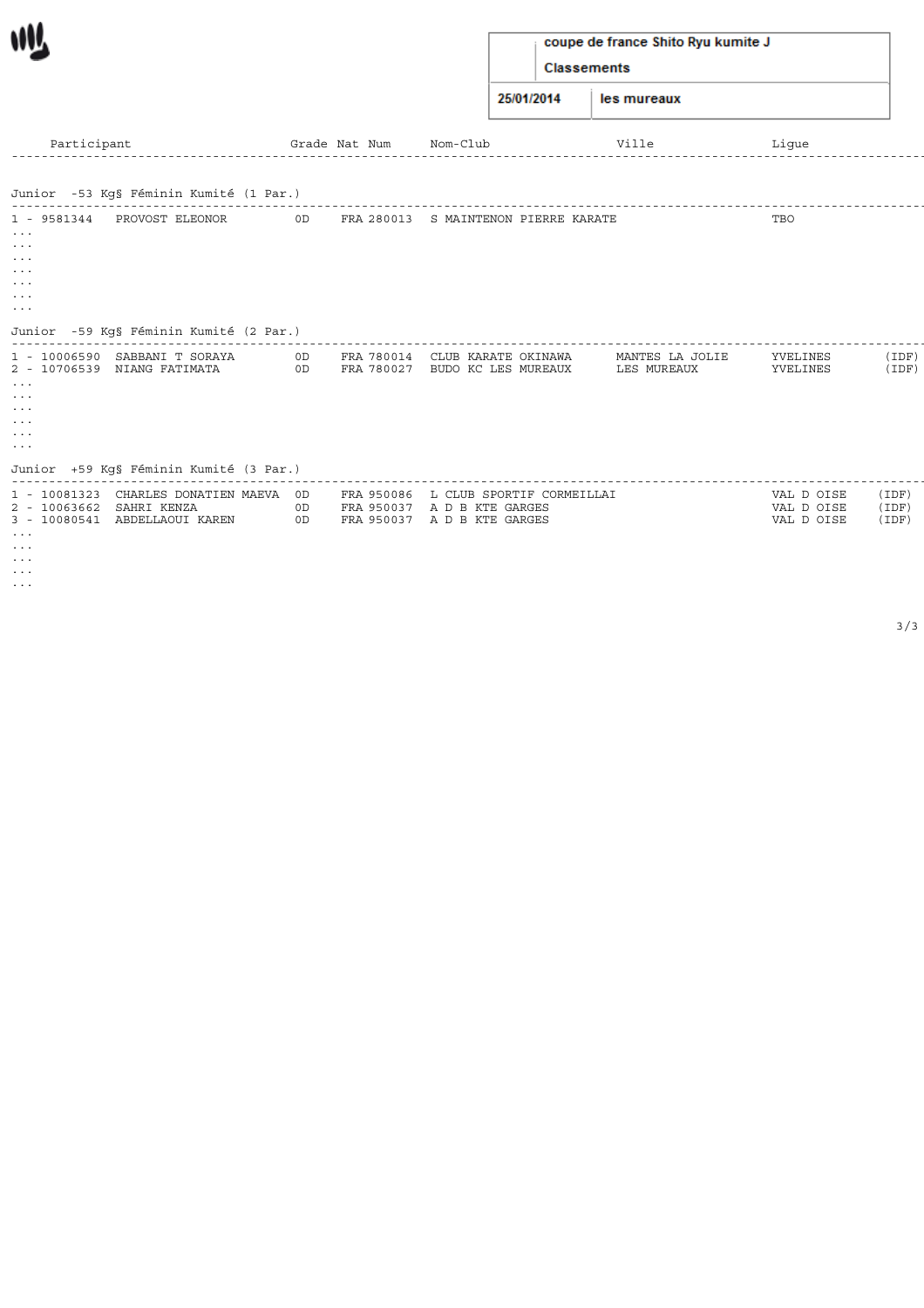| coupe de france Shito Ryu kumite J |
|---|
| Classements |
| 25/01/2014 — les mureaux |

| Participant | Grade | Nat Num | Nom-Club | Ville | Ligue | |
|---|---|---|---|---|---|---|

**Junior -53 Kg§ Féminin Kumité (1 Par.)**

| Participant | Grade | Nat Num | Nom-Club | Ville | Ligue | |
|---|---|---|---|---|---|---|
| 1 - 9581344 PROVOST ELEONOR | 0D | FRA 280013 | S MAINTENON PIERRE KARATE | | TBO | |
| ... | | | | | | |
| ... | | | | | | |
| ... | | | | | | |
| ... | | | | | | |
| ... | | | | | | |
| ... | | | | | | |
| ... | | | | | | |

**Junior -59 Kg§ Féminin Kumité (2 Par.)**

| Participant | Grade | Nat Num | Nom-Club | Ville | Ligue | |
|---|---|---|---|---|---|---|
| 1 - 10006590 SABBANI T SORAYA | 0D | FRA 780014 | CLUB KARATE OKINAWA | MANTES LA JOLIE | YVELINES | (IDF) |
| 2 - 10706539 NIANG FATIMATA | 0D | FRA 780027 | BUDO KC LES MUREAUX | LES MUREAUX | YVELINES | (IDF) |
| ... | | | | | | |
| ... | | | | | | |
| ... | | | | | | |
| ... | | | | | | |
| ... | | | | | | |
| ... | | | | | | |

**Junior +59 Kg§ Féminin Kumité (3 Par.)**

| Participant | Grade | Nat Num | Nom-Club | Ville | Ligue | |
|---|---|---|---|---|---|---|
| 1 - 10081323 CHARLES DONATIEN MAEVA | 0D | FRA 950086 | L CLUB SPORTIF CORMEILLAI | | VAL D OISE | (IDF) |
| 2 - 10063662 SAHRI KENZA | 0D | FRA 950037 | A D B KTE GARGES | | VAL D OISE | (IDF) |
| 3 - 10080541 ABDELLAOUI KAREN | 0D | FRA 950037 | A D B KTE GARGES | | VAL D OISE | (IDF) |
| ... | | | | | | |
| ... | | | | | | |
| ... | | | | | | |
| ... | | | | | | |
| ... | | | | | | |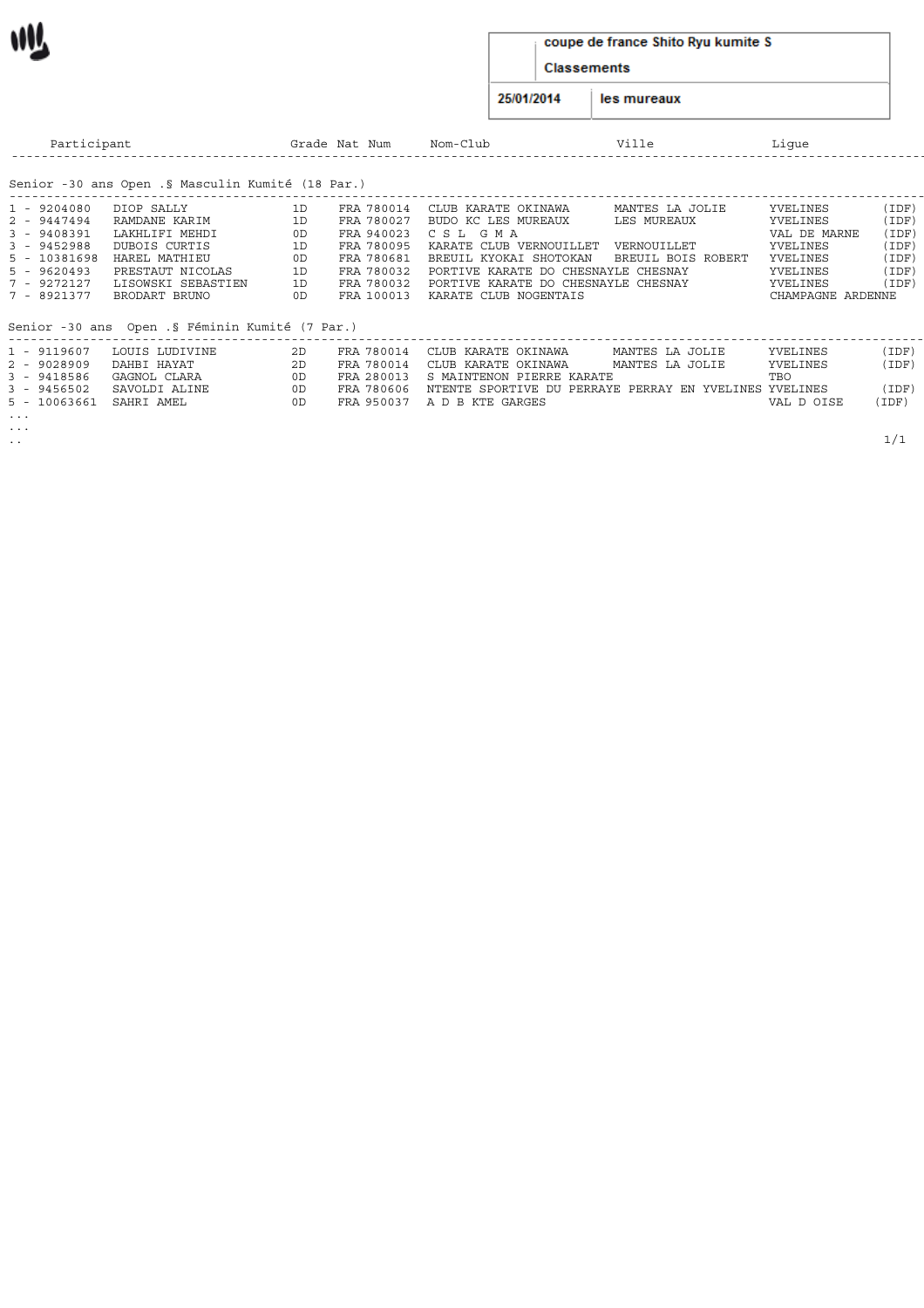coupe de france Shito Ryu kumite S

Classements

25/01/2014 | les mureaux

| Participant | | Grade | Nat Num | Nom-Club | Ville | Ligue | |
|---|---|---|---|---|---|---|---|
| **Senior -30 ans Open .§ Masculin Kumité (18 Par.)** | | | | | | | |
| 1 - 9204080 | DIOP SALLY | 1D | FRA 780014 | CLUB KARATE OKINAWA | MANTES LA JOLIE | YVELINES | (IDF) |
| 2 - 9447494 | RAMDANE KARIM | 1D | FRA 780027 | BUDO KC LES MUREAUX | LES MUREAUX | YVELINES | (IDF) |
| 3 - 9408391 | LAKHLIFI MEHDI | 0D | FRA 940023 | C S L G M A | | VAL DE MARNE | (IDF) |
| 3 - 9452988 | DUBOIS CURTIS | 1D | FRA 780095 | KARATE CLUB VERNOUILLET | VERNOUILLET | YVELINES | (IDF) |
| 5 - 10381698 | HAREL MATHIEU | 0D | FRA 780681 | BREUIL KYOKAI SHOTOKAN | BREUIL BOIS ROBERT | YVELINES | (IDF) |
| 5 - 9620493 | PRESTAUT NICOLAS | 1D | FRA 780032 | PORTIVE KARATE DO CHESNAYLE | CHESNAY | YVELINES | (IDF) |
| 7 - 9272127 | LISOWSKI SEBASTIEN | 1D | FRA 780032 | PORTIVE KARATE DO CHESNAYLE | CHESNAY | YVELINES | (IDF) |
| 7 - 8921377 | BRODART BRUNO | 0D | FRA 100013 | KARATE CLUB NOGENTAIS | | CHAMPAGNE ARDENNE | |
| **Senior -30 ans Open .§ Féminin Kumité (7 Par.)** | | | | | | | |
| 1 - 9119607 | LOUIS LUDIVINE | 2D | FRA 780014 | CLUB KARATE OKINAWA | MANTES LA JOLIE | YVELINES | (IDF) |
| 2 - 9028909 | DAHBI HAYAT | 2D | FRA 780014 | CLUB KARATE OKINAWA | MANTES LA JOLIE | YVELINES | (IDF) |
| 3 - 9418586 | GAGNOL CLARA | 0D | FRA 280013 | S MAINTENON PIERRE KARATE | | TBO | |
| 3 - 9456502 | SAVOLDI ALINE | 0D | FRA 780606 | NTENTE SPORTIVE DU PERRAYE | PERRAY EN YVELINES | YVELINES | (IDF) |
| 5 - 10063661 | SAHRI AMEL | 0D | FRA 950037 | A D B KTE GARGES | | VAL D OISE | (IDF) |

...
...
..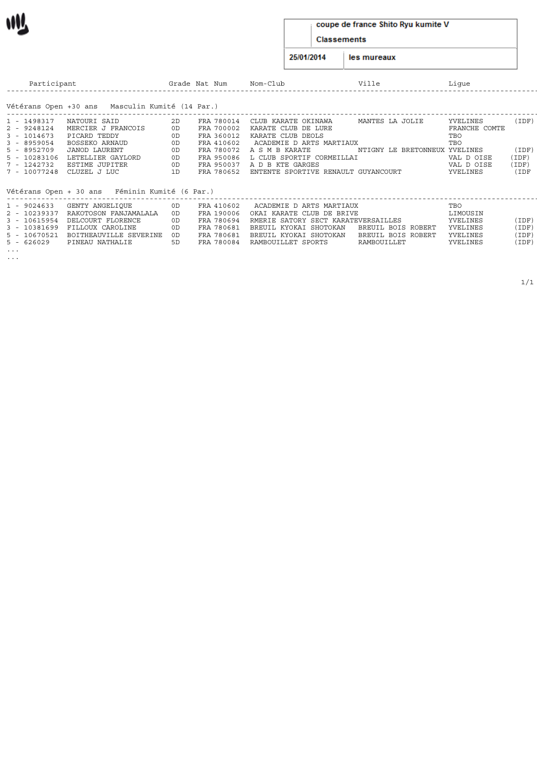coupe de france Shito Ryu kumite V

Classements

25/01/2014 | les mureaux

| Participant | | Grade | Nat | Num | Nom-Club | Ville | Ligue | |
|---|---|---|---|---|---|---|---|---|
| **Vétérans Open +30 ans Masculin Kumité (14 Par.)** | | | | | | | | |
| 1 - 1498317 | NATOURI SAID | 2D | FRA | 780014 | CLUB KARATE OKINAWA | MANTES LA JOLIE | YVELINES | (IDF) |
| 2 - 9248124 | MERCIER J FRANCOIS | 0D | FRA | 700002 | KARATE CLUB DE LURE | | FRANCHE COMTE | |
| 3 - 1014673 | PICARD TEDDY | 0D | FRA | 360012 | KARATE CLUB DEOLS | | TBO | |
| 3 - 8959054 | BOSSEKO ARNAUD | 0D | FRA | 410602 | ACADEMIE D ARTS MARTIAUX | | TBO | |
| 5 - 8952709 | JANOD LAURENT | 0D | FRA | 780072 | A S M B KARATE | NTIGNY LE BRETONNEUX | YVELINES | (IDF) |
| 5 - 10283106 | LETELLIER GAYLORD | 0D | FRA | 950086 | L CLUB SPORTIF CORMEILLAI | | VAL D OISE | (IDF) |
| 7 - 1242732 | ESTIME JUPITER | 0D | FRA | 950037 | A D B KTE GARGES | | VAL D OISE | (IDF) |
| 7 - 10077248 | CLUZEL J LUC | 1D | FRA | 780652 | ENTENTE SPORTIVE RENAULT | GUYANCOURT | YVELINES | (IDF |
| **Vétérans Open + 30 ans Féminin Kumité (6 Par.)** | | | | | | | | |
| 1 - 9024633 | GENTY ANGELIQUE | 0D | FRA | 410602 | ACADEMIE D ARTS MARTIAUX | | TBO | |
| 2 - 10239337 | RAKOTOSON FANJAMALALA | 0D | FRA | 190006 | OKAI KARATE CLUB DE BRIVE | | LIMOUSIN | |
| 3 - 10615954 | DELCOURT FLORENCE | 0D | FRA | 780694 | RMERIE SATORY SECT KARATE | VERSAILLES | YVELINES | (IDF) |
| 3 - 10381699 | FILLOUX CAROLINE | 0D | FRA | 780681 | BREUIL KYOKAI SHOTOKAN | BREUIL BOIS ROBERT | YVELINES | (IDF) |
| 5 - 10670521 | BOITHEAUVILLE SEVERINE | 0D | FRA | 780681 | BREUIL KYOKAI SHOTOKAN | BREUIL BOIS ROBERT | YVELINES | (IDF) |
| 5 - 626029 | PINEAU NATHALIE | 5D | FRA | 780084 | RAMBOUILLET SPORTS | RAMBOUILLET | YVELINES | (IDF) |

...

...